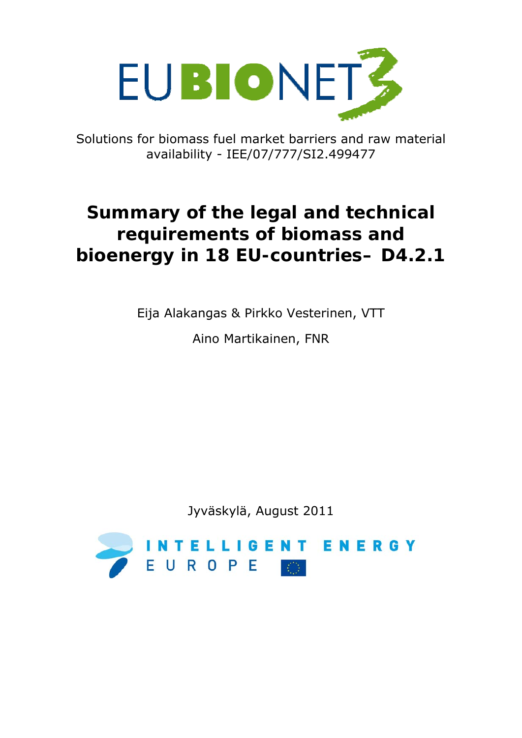EUBIONET3

Solutions for biomass fuel market barriers and raw material availability - IEE/07/777/SI2.499477

# Summary of the legal and technical requirements of biomass and bioenergy in 18 EU-countries– D4.2.1

Eija Alakangas & Pirkko Vesterinen, VTT

Aino Martikainen, FNR

Jyväskylä, August 2011

INTELLIGENT ENERGY EUROPE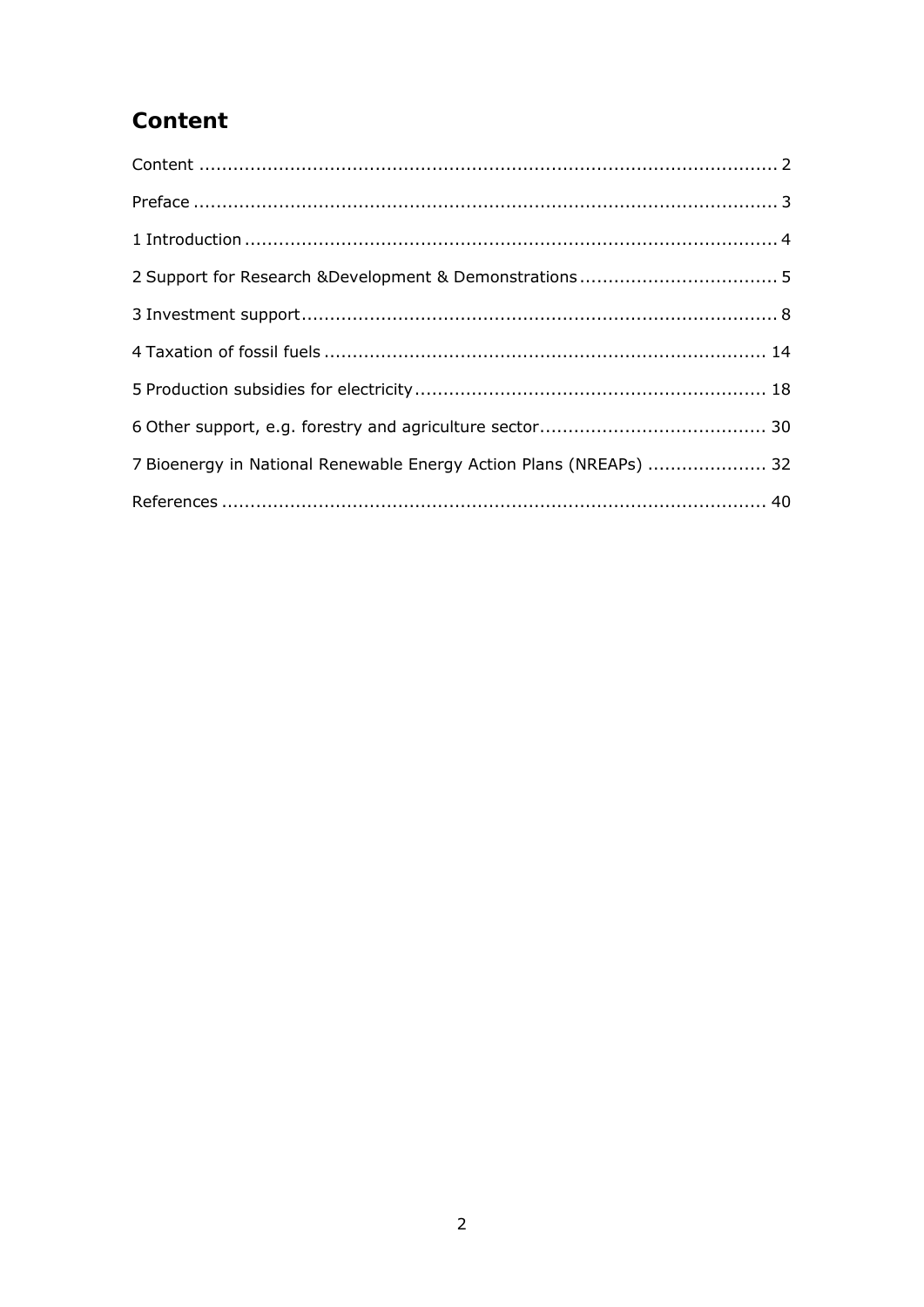# Content

Content ..................................................................................................... 2

Preface ...................................................................................................... 3

1 Introduction ............................................................................................ 4

2 Support for Research &Development & Demonstrations .................................. 5

3 Investment support................................................................................... 8

4 Taxation of fossil fuels ............................................................................. 14

5 Production subsidies for electricity ............................................................. 18

6 Other support, e.g. forestry and agriculture sector....................................... 30

7 Bioenergy in National Renewable Energy Action Plans (NREAPs) .................... 32

References ............................................................................................... 40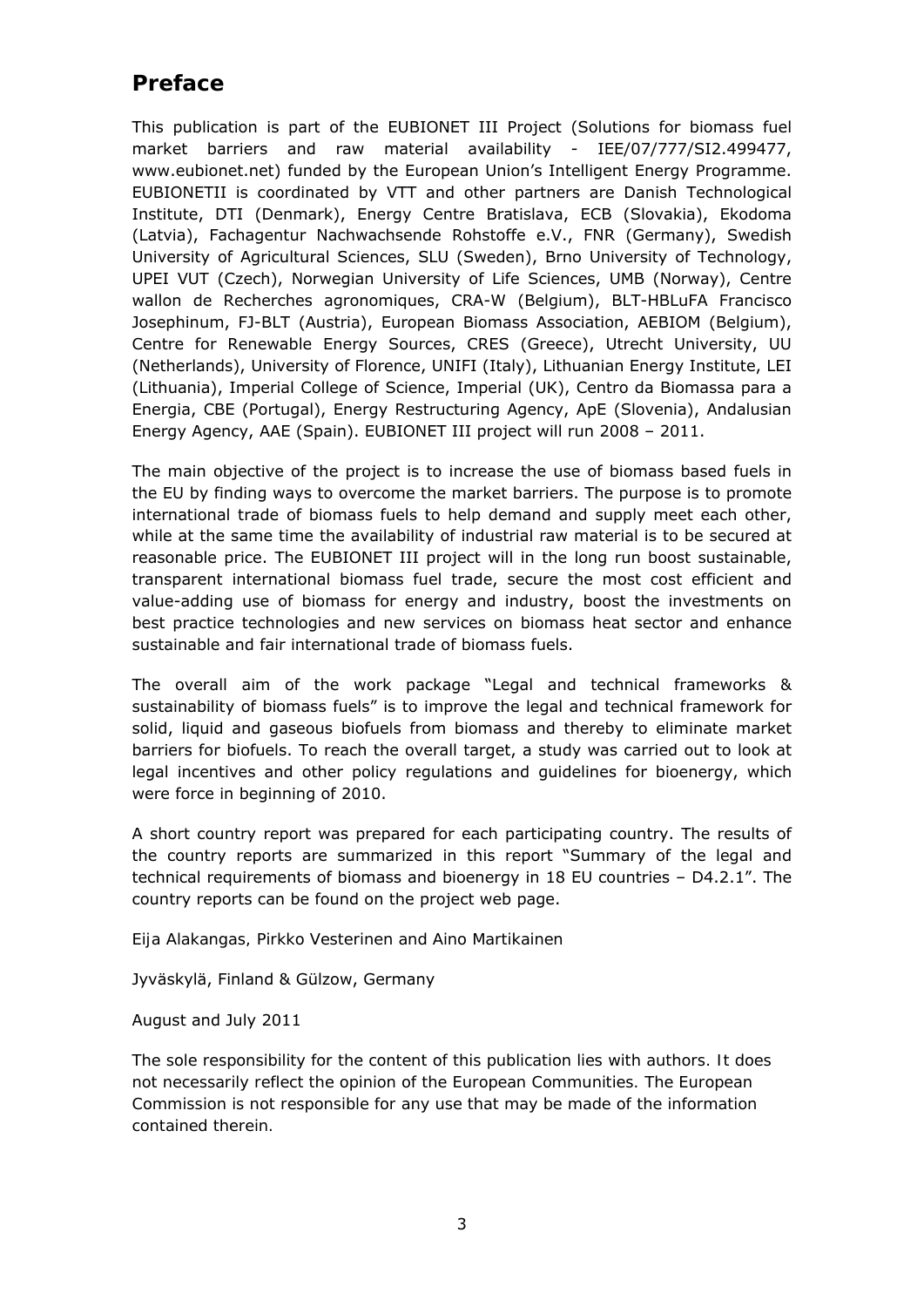# Preface

This publication is part of the EUBIONET III Project (Solutions for biomass fuel market barriers and raw material availability - IEE/07/777/SI2.499477, www.eubionet.net) funded by the European Union's Intelligent Energy Programme. EUBIONETII is coordinated by VTT and other partners are Danish Technological Institute, DTI (Denmark), Energy Centre Bratislava, ECB (Slovakia), Ekodoma (Latvia), Fachagentur Nachwachsende Rohstoffe e.V., FNR (Germany), Swedish University of Agricultural Sciences, SLU (Sweden), Brno University of Technology, UPEI VUT (Czech), Norwegian University of Life Sciences, UMB (Norway), Centre wallon de Recherches agronomiques, CRA-W (Belgium), BLT-HBLuFA Francisco Josephinum, FJ-BLT (Austria), European Biomass Association, AEBIOM (Belgium), Centre for Renewable Energy Sources, CRES (Greece), Utrecht University, UU (Netherlands), University of Florence, UNIFI (Italy), Lithuanian Energy Institute, LEI (Lithuania), Imperial College of Science, Imperial (UK), Centro da Biomassa para a Energia, CBE (Portugal), Energy Restructuring Agency, ApE (Slovenia), Andalusian Energy Agency, AAE (Spain). EUBIONET III project will run 2008 – 2011.

The main objective of the project is to increase the use of biomass based fuels in the EU by finding ways to overcome the market barriers. The purpose is to promote international trade of biomass fuels to help demand and supply meet each other, while at the same time the availability of industrial raw material is to be secured at reasonable price. The EUBIONET III project will in the long run boost sustainable, transparent international biomass fuel trade, secure the most cost efficient and value-adding use of biomass for energy and industry, boost the investments on best practice technologies and new services on biomass heat sector and enhance sustainable and fair international trade of biomass fuels.

The overall aim of the work package "Legal and technical frameworks & sustainability of biomass fuels" is to improve the legal and technical framework for solid, liquid and gaseous biofuels from biomass and thereby to eliminate market barriers for biofuels. To reach the overall target, a study was carried out to look at legal incentives and other policy regulations and guidelines for bioenergy, which were force in beginning of 2010.

A short country report was prepared for each participating country. The results of the country reports are summarized in this report "Summary of the legal and technical requirements of biomass and bioenergy in 18 EU countries – D4.2.1". The country reports can be found on the project web page.

Eija Alakangas, Pirkko Vesterinen and Aino Martikainen

Jyväskylä, Finland & Gülzow, Germany

August and July 2011

*The sole responsibility for the content of this publication lies with authors. It does not necessarily reflect the opinion of the European Communities. The European Commission is not responsible for any use that may be made of the information contained therein.*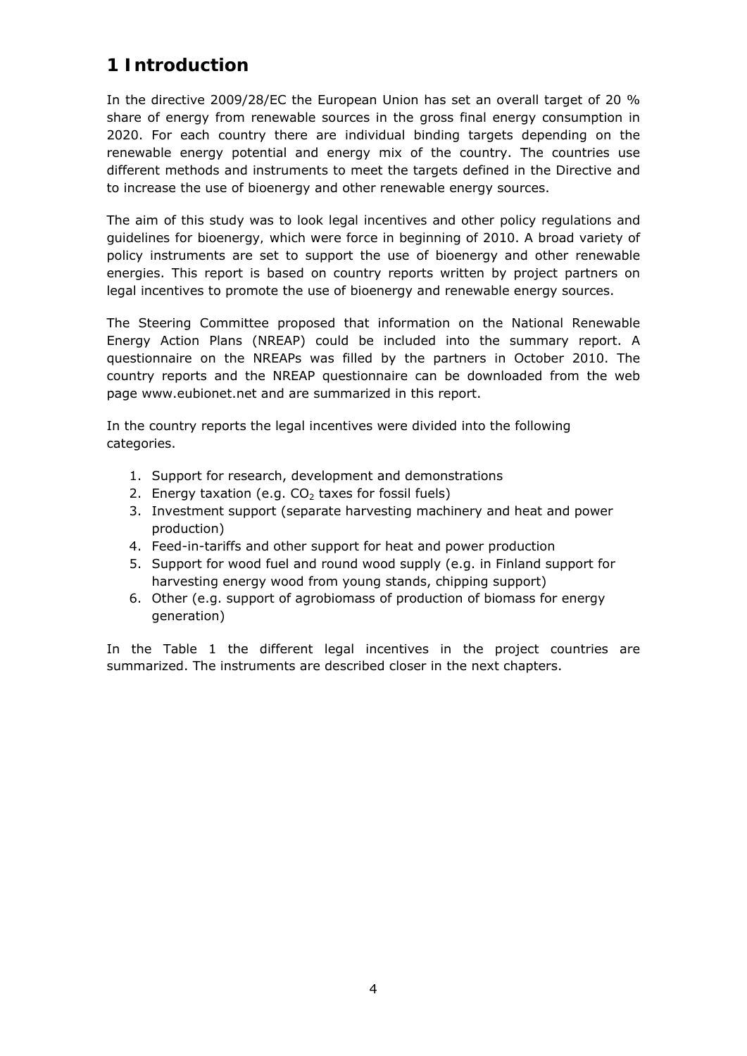# 1 Introduction

In the directive 2009/28/EC the European Union has set an overall target of 20 % share of energy from renewable sources in the gross final energy consumption in 2020. For each country there are individual binding targets depending on the renewable energy potential and energy mix of the country. The countries use different methods and instruments to meet the targets defined in the Directive and to increase the use of bioenergy and other renewable energy sources.

The aim of this study was to look legal incentives and other policy regulations and guidelines for bioenergy, which were force in beginning of 2010. A broad variety of policy instruments are set to support the use of bioenergy and other renewable energies. This report is based on country reports written by project partners on legal incentives to promote the use of bioenergy and renewable energy sources.

The Steering Committee proposed that information on the National Renewable Energy Action Plans (NREAP) could be included into the summary report. A questionnaire on the NREAPs was filled by the partners in October 2010. The country reports and the NREAP questionnaire can be downloaded from the web page www.eubionet.net and are summarized in this report.

In the country reports the legal incentives were divided into the following categories.

1. Support for research, development and demonstrations
2. Energy taxation (e.g. $CO_2$ taxes for fossil fuels)
3. Investment support (separate harvesting machinery and heat and power production)
4. Feed-in-tariffs and other support for heat and power production
5. Support for wood fuel and round wood supply (e.g. in Finland support for harvesting energy wood from young stands, chipping support)
6. Other (e.g. support of agrobiomass of production of biomass for energy generation)

In the Table 1 the different legal incentives in the project countries are summarized. The instruments are described closer in the next chapters.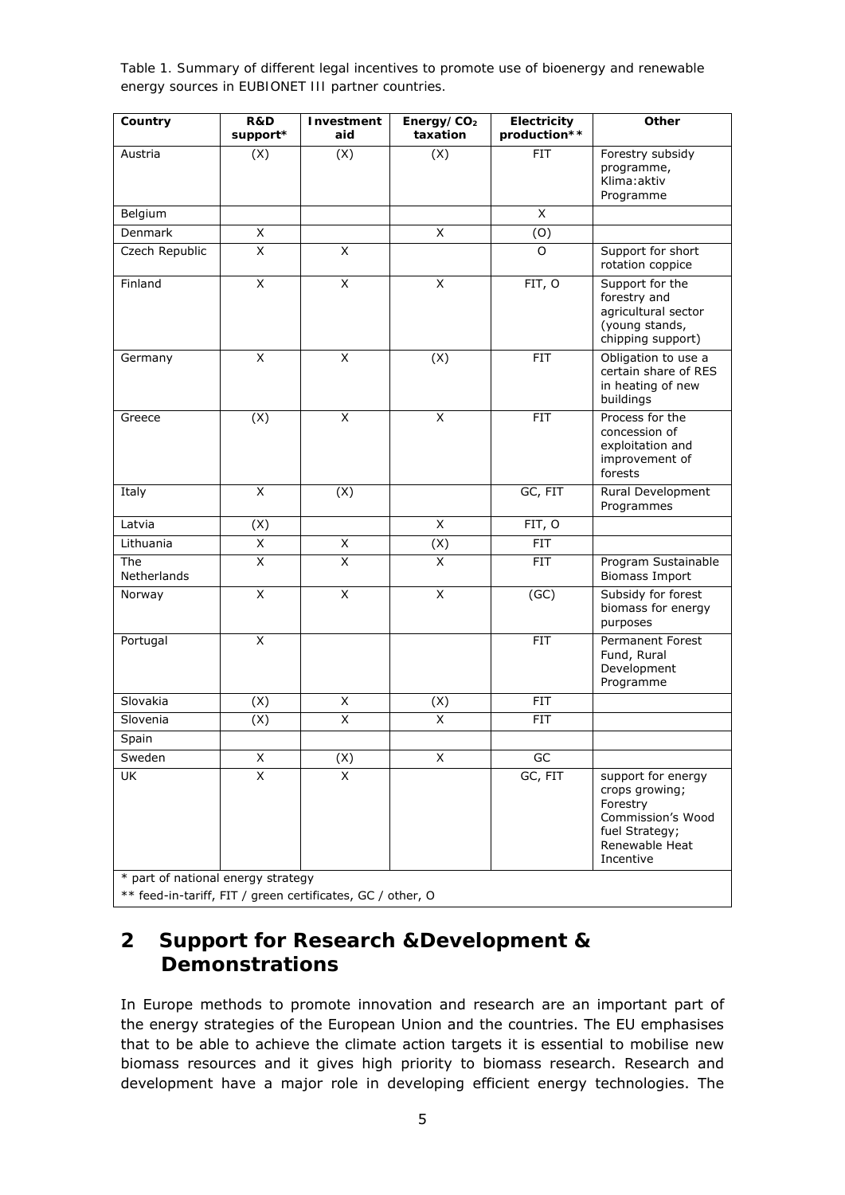Table 1. Summary of different legal incentives to promote use of bioenergy and renewable energy sources in EUBIONET III partner countries.

| Country | R&D support* | Investment aid | Energy/ $CO_2$ taxation | Electricity production** | Other |
|---|---|---|---|---|---|
| Austria | (X) | (X) | (X) | FIT | Forestry subsidy programme, Klima:aktiv Programme |
| Belgium | | | | X | |
| Denmark | X | | X | (O) | |
| Czech Republic | X | X | | O | Support for short rotation coppice |
| Finland | X | X | X | FIT, O | Support for the forestry and agricultural sector (young stands, chipping support) |
| Germany | X | X | (X) | FIT | Obligation to use a certain share of RES in heating of new buildings |
| Greece | (X) | X | X | FIT | Process for the concession of exploitation and improvement of forests |
| Italy | X | (X) | | GC, FIT | Rural Development Programmes |
| Latvia | (X) | | X | FIT, O | |
| Lithuania | X | X | (X) | FIT | |
| The Netherlands | X | X | X | FIT | Program Sustainable Biomass Import |
| Norway | X | X | X | (GC) | Subsidy for forest biomass for energy purposes |
| Portugal | X | | | FIT | Permanent Forest Fund, Rural Development Programme |
| Slovakia | (X) | X | (X) | FIT | |
| Slovenia | (X) | X | X | FIT | |
| Spain | | | | | |
| Sweden | X | (X) | X | GC | |
| UK | X | X | | GC, FIT | support for energy crops growing; Forestry Commission's Wood fuel Strategy; Renewable Heat Incentive |

\* part of national energy strategy
\*\* feed-in-tariff, FIT / green certificates, GC / other, O

## 2 Support for Research &Development & Demonstrations

In Europe methods to promote innovation and research are an important part of the energy strategies of the European Union and the countries. The EU emphasises that to be able to achieve the climate action targets it is essential to mobilise new biomass resources and it gives high priority to biomass research. Research and development have a major role in developing efficient energy technologies. The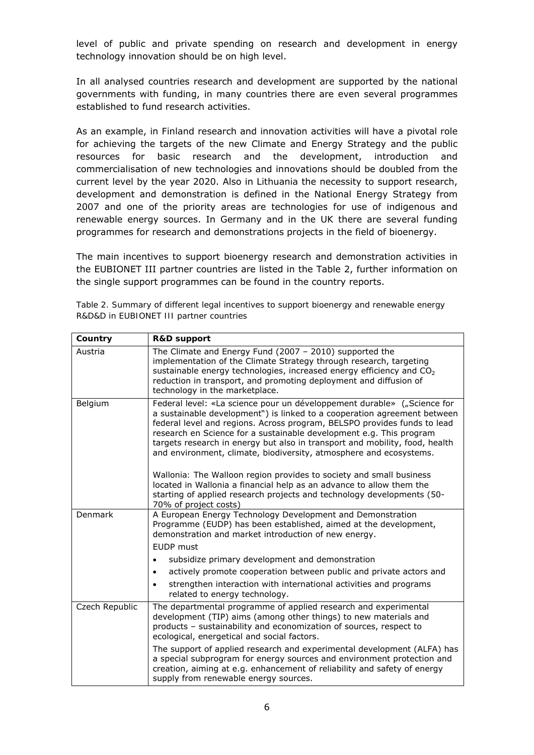level of public and private spending on research and development in energy technology innovation should be on high level.

In all analysed countries research and development are supported by the national governments with funding, in many countries there are even several programmes established to fund research activities.

As an example, in Finland research and innovation activities will have a pivotal role for achieving the targets of the new Climate and Energy Strategy and the public resources for basic research and the development, introduction and commercialisation of new technologies and innovations should be doubled from the current level by the year 2020. Also in Lithuania the necessity to support research, development and demonstration is defined in the National Energy Strategy from 2007 and one of the priority areas are technologies for use of indigenous and renewable energy sources. In Germany and in the UK there are several funding programmes for research and demonstrations projects in the field of bioenergy.

The main incentives to support bioenergy research and demonstration activities in the EUBIONET III partner countries are listed in the Table 2, further information on the single support programmes can be found in the country reports.

Table 2. Summary of different legal incentives to support bioenergy and renewable energy R&D&D in EUBIONET III partner countries

| **Country** | **R&D support** |
|---|---|
| Austria | The Climate and Energy Fund (2007 – 2010) supported the implementation of the Climate Strategy through research, targeting sustainable energy technologies, increased energy efficiency and $CO_2$ reduction in transport, and promoting deployment and diffusion of technology in the marketplace. |
| Belgium | Federal level: «La science pour un développement durable» („Science for a sustainable development") is linked to a cooperation agreement between federal level and regions. Across program, BELSPO provides funds to lead research en Science for a sustainable development e.g. This program targets research in energy but also in transport and mobility, food, health and environment, climate, biodiversity, atmosphere and ecosystems.<br><br>Wallonia: The Walloon region provides to society and small business located in Wallonia a financial help as an advance to allow them the starting of applied research projects and technology developments (50-70% of project costs) |
| Denmark | A European Energy Technology Development and Demonstration Programme (EUDP) has been established, aimed at the development, demonstration and market introduction of new energy.<br>EUDP must<br>• subsidize primary development and demonstration<br>• actively promote cooperation between public and private actors and<br>• strengthen interaction with international activities and programs related to energy technology. |
| Czech Republic | The departmental programme of applied research and experimental development (TIP) aims (among other things) to new materials and products – sustainability and economization of sources, respect to ecological, energetical and social factors.<br>The support of applied research and experimental development (ALFA) has a special subprogram for energy sources and environment protection and creation, aiming at e.g. enhancement of reliability and safety of energy supply from renewable energy sources. |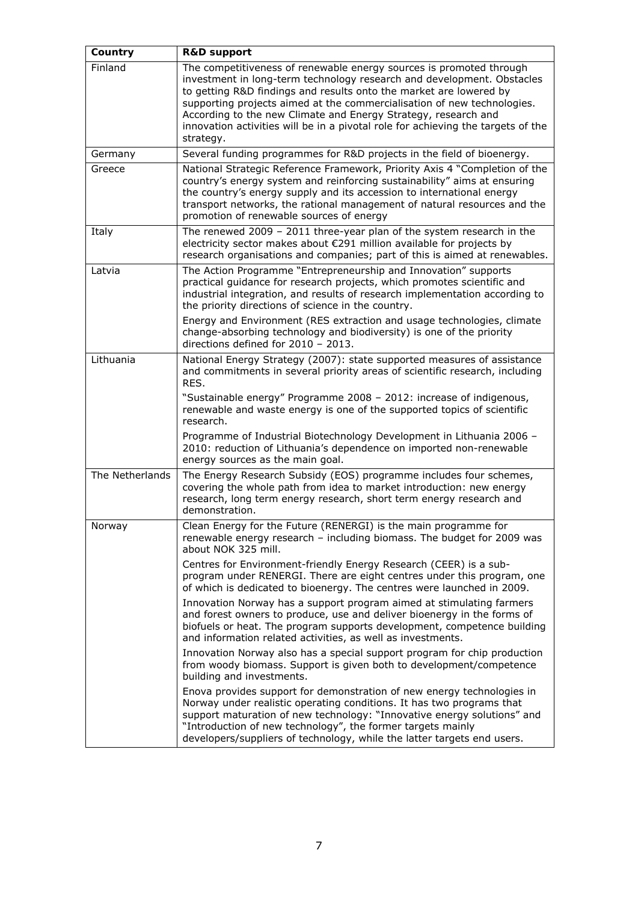| Country | R&D support |
|---|---|
| Finland | The competitiveness of renewable energy sources is promoted through investment in long-term technology research and development. Obstacles to getting R&D findings and results onto the market are lowered by supporting projects aimed at the commercialisation of new technologies. According to the new Climate and Energy Strategy, research and innovation activities will be in a pivotal role for achieving the targets of the strategy. |
| Germany | Several funding programmes for R&D projects in the field of bioenergy. |
| Greece | National Strategic Reference Framework, Priority Axis 4 "Completion of the country's energy system and reinforcing sustainability" aims at ensuring the country's energy supply and its accession to international energy transport networks, the rational management of natural resources and the promotion of renewable sources of energy |
| Italy | The renewed 2009 – 2011 three-year plan of the system research in the electricity sector makes about €291 million available for projects by research organisations and companies; part of this is aimed at renewables. |
| Latvia | The Action Programme "Entrepreneurship and Innovation" supports practical guidance for research projects, which promotes scientific and industrial integration, and results of research implementation according to the priority directions of science in the country.<br><br>Energy and Environment (RES extraction and usage technologies, climate change-absorbing technology and biodiversity) is one of the priority directions defined for 2010 – 2013. |
| Lithuania | National Energy Strategy (2007): state supported measures of assistance and commitments in several priority areas of scientific research, including RES.<br><br>"Sustainable energy" Programme 2008 – 2012: increase of indigenous, renewable and waste energy is one of the supported topics of scientific research.<br><br>Programme of Industrial Biotechnology Development in Lithuania 2006 – 2010: reduction of Lithuania's dependence on imported non-renewable energy sources as the main goal. |
| The Netherlands | The Energy Research Subsidy (EOS) programme includes four schemes, covering the whole path from idea to market introduction: new energy research, long term energy research, short term energy research and demonstration. |
| Norway | Clean Energy for the Future (RENERGI) is the main programme for renewable energy research – including biomass. The budget for 2009 was about NOK 325 mill.<br><br>Centres for Environment-friendly Energy Research (CEER) is a sub-program under RENERGI. There are eight centres under this program, one of which is dedicated to bioenergy. The centres were launched in 2009.<br><br>Innovation Norway has a support program aimed at stimulating farmers and forest owners to produce, use and deliver bioenergy in the forms of biofuels or heat. The program supports development, competence building and information related activities, as well as investments.<br><br>Innovation Norway also has a special support program for chip production from woody biomass. Support is given both to development/competence building and investments.<br><br>Enova provides support for demonstration of new energy technologies in Norway under realistic operating conditions. It has two programs that support maturation of new technology: "Innovative energy solutions" and "Introduction of new technology", the former targets mainly developers/suppliers of technology, while the latter targets end users. |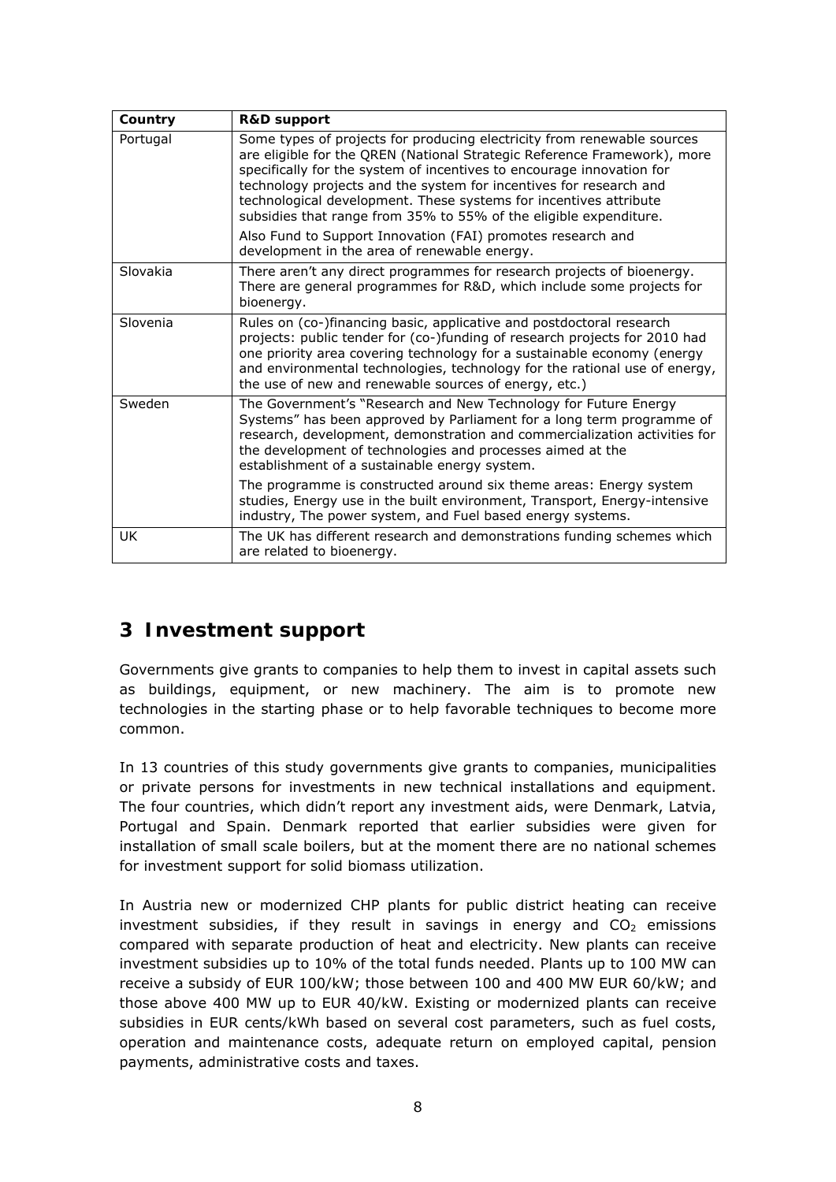| Country | R&D support |
|---|---|
| Portugal | Some types of projects for producing electricity from renewable sources are eligible for the QREN (National Strategic Reference Framework), more specifically for the system of incentives to encourage innovation for technology projects and the system for incentives for research and technological development. These systems for incentives attribute subsidies that range from 35% to 55% of the eligible expenditure.<br><br>Also Fund to Support Innovation (FAI) promotes research and development in the area of renewable energy. |
| Slovakia | There aren't any direct programmes for research projects of bioenergy. There are general programmes for R&D, which include some projects for bioenergy. |
| Slovenia | Rules on (co-)financing basic, applicative and postdoctoral research projects: public tender for (co-)funding of research projects for 2010 had one priority area covering technology for a sustainable economy (energy and environmental technologies, technology for the rational use of energy, the use of new and renewable sources of energy, etc.) |
| Sweden | The Government's "Research and New Technology for Future Energy Systems" has been approved by Parliament for a long term programme of research, development, demonstration and commercialization activities for the development of technologies and processes aimed at the establishment of a sustainable energy system.<br><br>The programme is constructed around six theme areas: Energy system studies, Energy use in the built environment, Transport, Energy-intensive industry, The power system, and Fuel based energy systems. |
| UK | The UK has different research and demonstrations funding schemes which are related to bioenergy. |

# 3 Investment support

Governments give grants to companies to help them to invest in capital assets such as buildings, equipment, or new machinery. The aim is to promote new technologies in the starting phase or to help favorable techniques to become more common.

In 13 countries of this study governments give grants to companies, municipalities or private persons for investments in new technical installations and equipment. The four countries, which didn't report any investment aids, were Denmark, Latvia, Portugal and Spain. Denmark reported that earlier subsidies were given for installation of small scale boilers, but at the moment there are no national schemes for investment support for solid biomass utilization.

In Austria new or modernized CHP plants for public district heating can receive investment subsidies, if they result in savings in energy and $CO_2$ emissions compared with separate production of heat and electricity. New plants can receive investment subsidies up to 10% of the total funds needed. Plants up to 100 MW can receive a subsidy of EUR 100/kW; those between 100 and 400 MW EUR 60/kW; and those above 400 MW up to EUR 40/kW. Existing or modernized plants can receive subsidies in EUR cents/kWh based on several cost parameters, such as fuel costs, operation and maintenance costs, adequate return on employed capital, pension payments, administrative costs and taxes.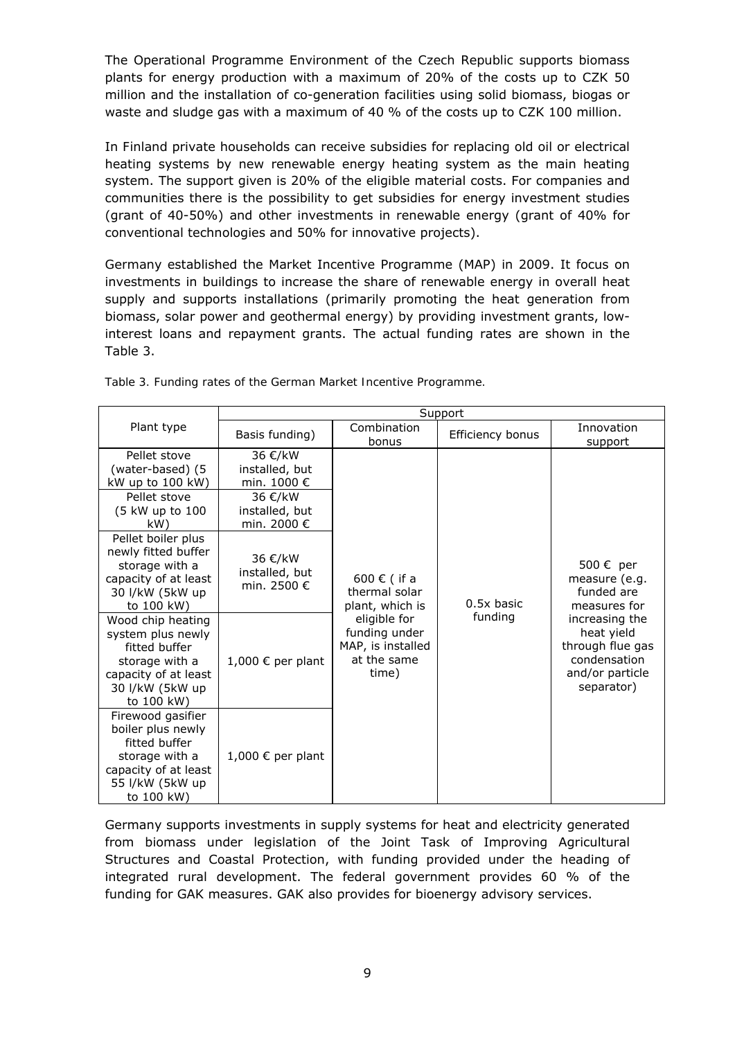The Operational Programme Environment of the Czech Republic supports biomass plants for energy production with a maximum of 20% of the costs up to CZK 50 million and the installation of co-generation facilities using solid biomass, biogas or waste and sludge gas with a maximum of 40 % of the costs up to CZK 100 million.

In Finland private households can receive subsidies for replacing old oil or electrical heating systems by new renewable energy heating system as the main heating system. The support given is 20% of the eligible material costs. For companies and communities there is the possibility to get subsidies for energy investment studies (grant of 40-50%) and other investments in renewable energy (grant of 40% for conventional technologies and 50% for innovative projects).

Germany established the Market Incentive Programme (MAP) in 2009. It focus on investments in buildings to increase the share of renewable energy in overall heat supply and supports installations (primarily promoting the heat generation from biomass, solar power and geothermal energy) by providing investment grants, low-interest loans and repayment grants. The actual funding rates are shown in the Table 3.

Table 3. Funding rates of the German Market Incentive Programme.

| Plant type | Support | | | |
|---|---|---|---|---|
| | Basis funding) | Combination bonus | Efficiency bonus | Innovation support |
| Pellet stove (water-based) (5 kW up to 100 kW) | 36 €/kW installed, but min. 1000 € | 600 € ( if a thermal solar plant, which is eligible for funding under MAP, is installed at the same time) | 0.5x basic funding | 500 € per measure (e.g. funded are measures for increasing the heat yield through flue gas condensation and/or particle separator) |
| Pellet stove (5 kW up to 100 kW) | 36 €/kW installed, but min. 2000 € | | | |
| Pellet boiler plus newly fitted buffer storage with a capacity of at least 30 l/kW (5kW up to 100 kW) | 36 €/kW installed, but min. 2500 € | | | |
| Wood chip heating system plus newly fitted buffer storage with a capacity of at least 30 l/kW (5kW up to 100 kW) | 1,000 € per plant | | | |
| Firewood gasifier boiler plus newly fitted buffer storage with a capacity of at least 55 l/kW (5kW up to 100 kW) | 1,000 € per plant | | | |

Germany supports investments in supply systems for heat and electricity generated from biomass under legislation of the Joint Task of Improving Agricultural Structures and Coastal Protection, with funding provided under the heading of integrated rural development. The federal government provides 60 % of the funding for GAK measures. GAK also provides for bioenergy advisory services.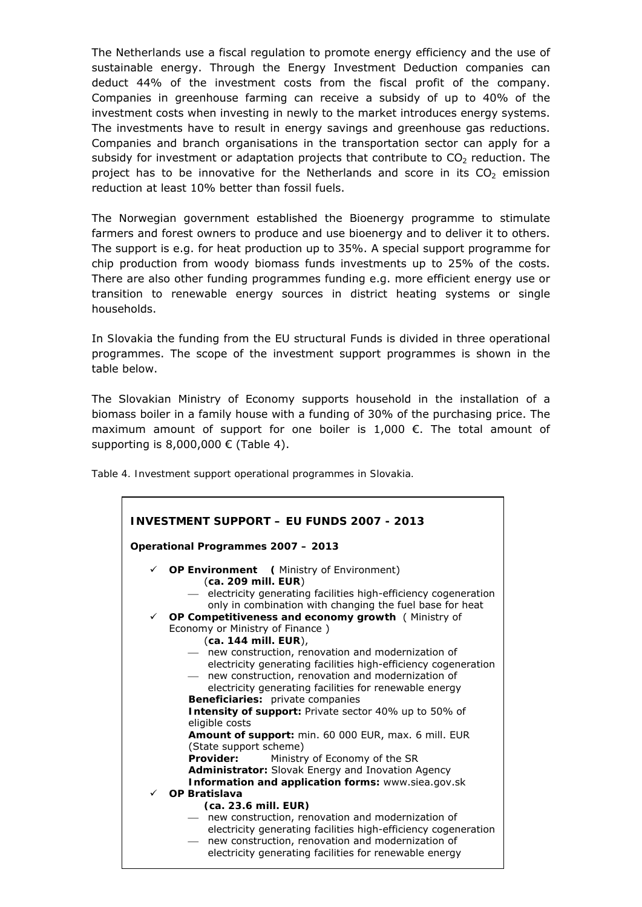The Netherlands use a fiscal regulation to promote energy efficiency and the use of sustainable energy. Through the Energy Investment Deduction companies can deduct 44% of the investment costs from the fiscal profit of the company. Companies in greenhouse farming can receive a subsidy of up to 40% of the investment costs when investing in newly to the market introduces energy systems. The investments have to result in energy savings and greenhouse gas reductions. Companies and branch organisations in the transportation sector can apply for a subsidy for investment or adaptation projects that contribute to $CO_2$ reduction. The project has to be innovative for the Netherlands and score in its $CO_2$ emission reduction at least 10% better than fossil fuels.

The Norwegian government established the Bioenergy programme to stimulate farmers and forest owners to produce and use bioenergy and to deliver it to others. The support is e.g. for heat production up to 35%. A special support programme for chip production from woody biomass funds investments up to 25% of the costs. There are also other funding programmes funding e.g. more efficient energy use or transition to renewable energy sources in district heating systems or single households.

In Slovakia the funding from the EU structural Funds is divided in three operational programmes. The scope of the investment support programmes is shown in the table below.

The Slovakian Ministry of Economy supports household in the installation of a biomass boiler in a family house with a funding of 30% of the purchasing price. The maximum amount of support for one boiler is 1,000 €. The total amount of supporting is 8,000,000 € (Table 4).

Table 4. Investment support operational programmes in Slovakia.

**INVESTMENT SUPPORT – EU FUNDS 2007 - 2013**

**Operational Programmes 2007 – 2013**

- ✓ **OP Environment** **(** Ministry of Environment)
  (**ca. 209 mill. EUR**)
  - electricity generating facilities high-efficiency cogeneration only in combination with changing the fuel base for heat
- ✓ **OP Competitiveness and economy growth** ( Ministry of Economy or Ministry of Finance )
  (**ca. 144 mill. EUR**),
  - new construction, renovation and modernization of electricity generating facilities high-efficiency cogeneration
  - new construction, renovation and modernization of electricity generating facilities for renewable energy

  **Beneficiaries:** private companies
  **Intensity of support:** Private sector 40% up to 50% of eligible costs
  **Amount of support:** min. 60 000 EUR, max. 6 mill. EUR (State support scheme)
  **Provider:** Ministry of Economy of the SR
  **Administrator:** Slovak Energy and Inovation Agency
  **Information and application forms:** www.siea.gov.sk
- ✓ **OP Bratislava**
  **(ca. 23.6 mill. EUR)**
  - new construction, renovation and modernization of electricity generating facilities high-efficiency cogeneration
  - new construction, renovation and modernization of electricity generating facilities for renewable energy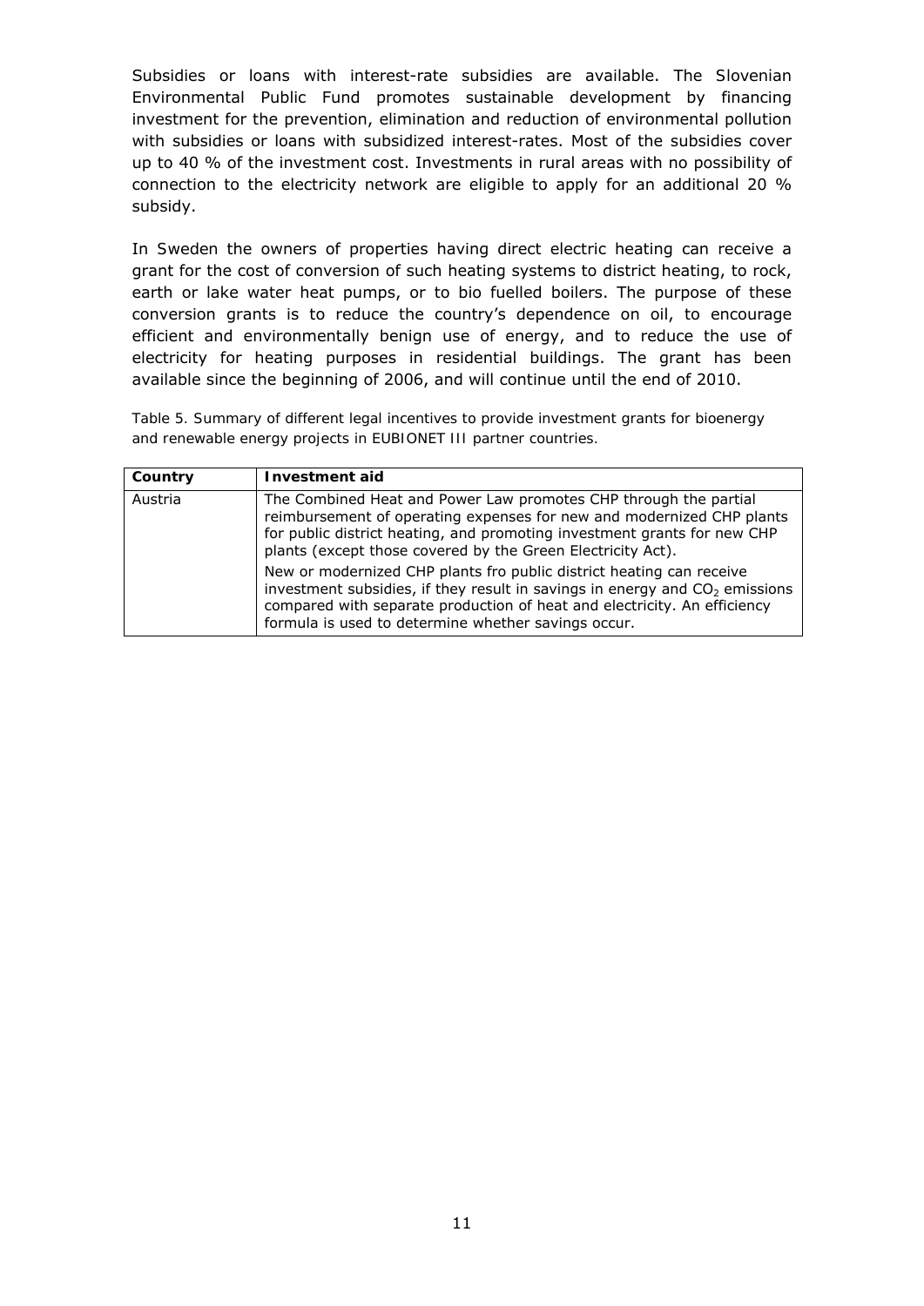Subsidies or loans with interest-rate subsidies are available. The Slovenian Environmental Public Fund promotes sustainable development by financing investment for the prevention, elimination and reduction of environmental pollution with subsidies or loans with subsidized interest-rates. Most of the subsidies cover up to 40 % of the investment cost. Investments in rural areas with no possibility of connection to the electricity network are eligible to apply for an additional 20 % subsidy.

In Sweden the owners of properties having direct electric heating can receive a grant for the cost of conversion of such heating systems to district heating, to rock, earth or lake water heat pumps, or to bio fuelled boilers. The purpose of these conversion grants is to reduce the country's dependence on oil, to encourage efficient and environmentally benign use of energy, and to reduce the use of electricity for heating purposes in residential buildings. The grant has been available since the beginning of 2006, and will continue until the end of 2010.

Table 5. Summary of different legal incentives to provide investment grants for bioenergy and renewable energy projects in EUBIONET III partner countries.

| **Country** | **Investment aid** |
|---|---|
| Austria | The Combined Heat and Power Law promotes CHP through the partial reimbursement of operating expenses for new and modernized CHP plants for public district heating, and promoting investment grants for new CHP plants (except those covered by the Green Electricity Act).<br><br>New or modernized CHP plants fro public district heating can receive investment subsidies, if they result in savings in energy and $CO_2$ emissions compared with separate production of heat and electricity. An efficiency formula is used to determine whether savings occur. |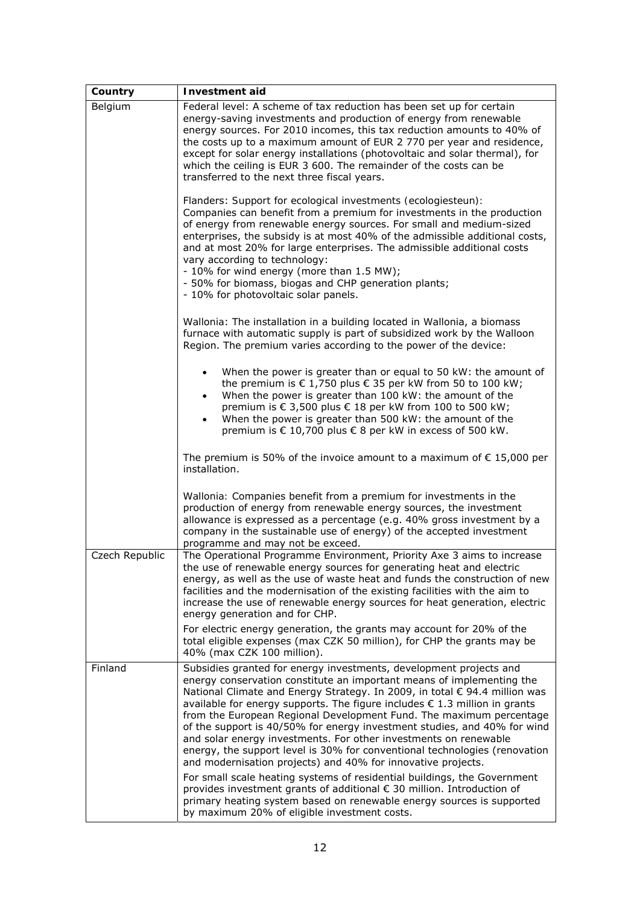| Country | Investment aid |
|---|---|
| Belgium | Federal level: A scheme of tax reduction has been set up for certain energy-saving investments and production of energy from renewable energy sources. For 2010 incomes, this tax reduction amounts to 40% of the costs up to a maximum amount of EUR 2 770 per year and residence, except for solar energy installations (photovoltaic and solar thermal), for which the ceiling is EUR 3 600. The remainder of the costs can be transferred to the next three fiscal years.<br><br>Flanders: Support for ecological investments (ecologiesteun): Companies can benefit from a premium for investments in the production of energy from renewable energy sources. For small and medium-sized enterprises, the subsidy is at most 40% of the admissible additional costs, and at most 20% for large enterprises. The admissible additional costs vary according to technology:<br>- 10% for wind energy (more than 1.5 MW);<br>- 50% for biomass, biogas and CHP generation plants;<br>- 10% for photovoltaic solar panels.<br><br>Wallonia: The installation in a building located in Wallonia, a biomass furnace with automatic supply is part of subsidized work by the Walloon Region. The premium varies according to the power of the device:<br>• When the power is greater than or equal to 50 kW: the amount of the premium is € 1,750 plus € 35 per kW from 50 to 100 kW;<br>• When the power is greater than 100 kW: the amount of the premium is € 3,500 plus € 18 per kW from 100 to 500 kW;<br>• When the power is greater than 500 kW: the amount of the premium is € 10,700 plus € 8 per kW in excess of 500 kW.<br><br>The premium is 50% of the invoice amount to a maximum of € 15,000 per installation.<br><br>Wallonia: Companies benefit from a premium for investments in the production of energy from renewable energy sources, the investment allowance is expressed as a percentage (e.g. 40% gross investment by a company in the sustainable use of energy) of the accepted investment programme and may not be exceed. |
| Czech Republic | The Operational Programme Environment, Priority Axe 3 aims to increase the use of renewable energy sources for generating heat and electric energy, as well as the use of waste heat and funds the construction of new facilities and the modernisation of the existing facilities with the aim to increase the use of renewable energy sources for heat generation, electric energy generation and for CHP.<br><br>For electric energy generation, the grants may account for 20% of the total eligible expenses (max CZK 50 million), for CHP the grants may be 40% (max CZK 100 million). |
| Finland | Subsidies granted for energy investments, development projects and energy conservation constitute an important means of implementing the National Climate and Energy Strategy. In 2009, in total € 94.4 million was available for energy supports. The figure includes € 1.3 million in grants from the European Regional Development Fund. The maximum percentage of the support is 40/50% for energy investment studies, and 40% for wind and solar energy investments. For other investments on renewable energy, the support level is 30% for conventional technologies (renovation and modernisation projects) and 40% for innovative projects.<br><br>For small scale heating systems of residential buildings, the Government provides investment grants of additional € 30 million. Introduction of primary heating system based on renewable energy sources is supported by maximum 20% of eligible investment costs. |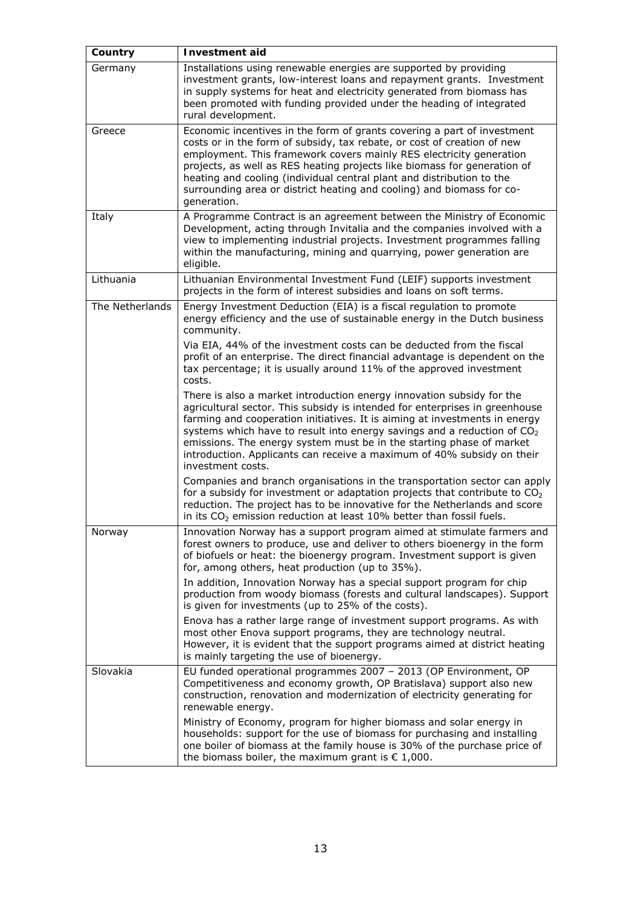| Country | Investment aid |
|---|---|
| Germany | Installations using renewable energies are supported by providing investment grants, low-interest loans and repayment grants. Investment in supply systems for heat and electricity generated from biomass has been promoted with funding provided under the heading of integrated rural development. |
| Greece | Economic incentives in the form of grants covering a part of investment costs or in the form of subsidy, tax rebate, or cost of creation of new employment. This framework covers mainly RES electricity generation projects, as well as RES heating projects like biomass for generation of heating and cooling (individual central plant and distribution to the surrounding area or district heating and cooling) and biomass for co-generation. |
| Italy | A Programme Contract is an agreement between the Ministry of Economic Development, acting through Invitalia and the companies involved with a view to implementing industrial projects. Investment programmes falling within the manufacturing, mining and quarrying, power generation are eligible. |
| Lithuania | Lithuanian Environmental Investment Fund (LEIF) supports investment projects in the form of interest subsidies and loans on soft terms. |
| The Netherlands | Energy Investment Deduction (EIA) is a fiscal regulation to promote energy efficiency and the use of sustainable energy in the Dutch business community.<br><br>Via EIA, 44% of the investment costs can be deducted from the fiscal profit of an enterprise. The direct financial advantage is dependent on the tax percentage; it is usually around 11% of the approved investment costs.<br><br>There is also a market introduction energy innovation subsidy for the agricultural sector. This subsidy is intended for enterprises in greenhouse farming and cooperation initiatives. It is aiming at investments in energy systems which have to result into energy savings and a reduction of $CO_2$ emissions. The energy system must be in the starting phase of market introduction. Applicants can receive a maximum of 40% subsidy on their investment costs.<br><br>Companies and branch organisations in the transportation sector can apply for a subsidy for investment or adaptation projects that contribute to $CO_2$ reduction. The project has to be innovative for the Netherlands and score in its $CO_2$ emission reduction at least 10% better than fossil fuels. |
| Norway | Innovation Norway has a support program aimed at stimulate farmers and forest owners to produce, use and deliver to others bioenergy in the form of biofuels or heat: the bioenergy program. Investment support is given for, among others, heat production (up to 35%).<br><br>In addition, Innovation Norway has a special support program for chip production from woody biomass (forests and cultural landscapes). Support is given for investments (up to 25% of the costs).<br><br>Enova has a rather large range of investment support programs. As with most other Enova support programs, they are technology neutral. However, it is evident that the support programs aimed at district heating is mainly targeting the use of bioenergy. |
| Slovakia | EU funded operational programmes 2007 – 2013 (OP Environment, OP Competitiveness and economy growth, OP Bratislava) support also new construction, renovation and modernization of electricity generating for renewable energy.<br><br>Ministry of Economy, program for higher biomass and solar energy in households: support for the use of biomass for purchasing and installing one boiler of biomass at the family house is 30% of the purchase price of the biomass boiler, the maximum grant is € 1,000. |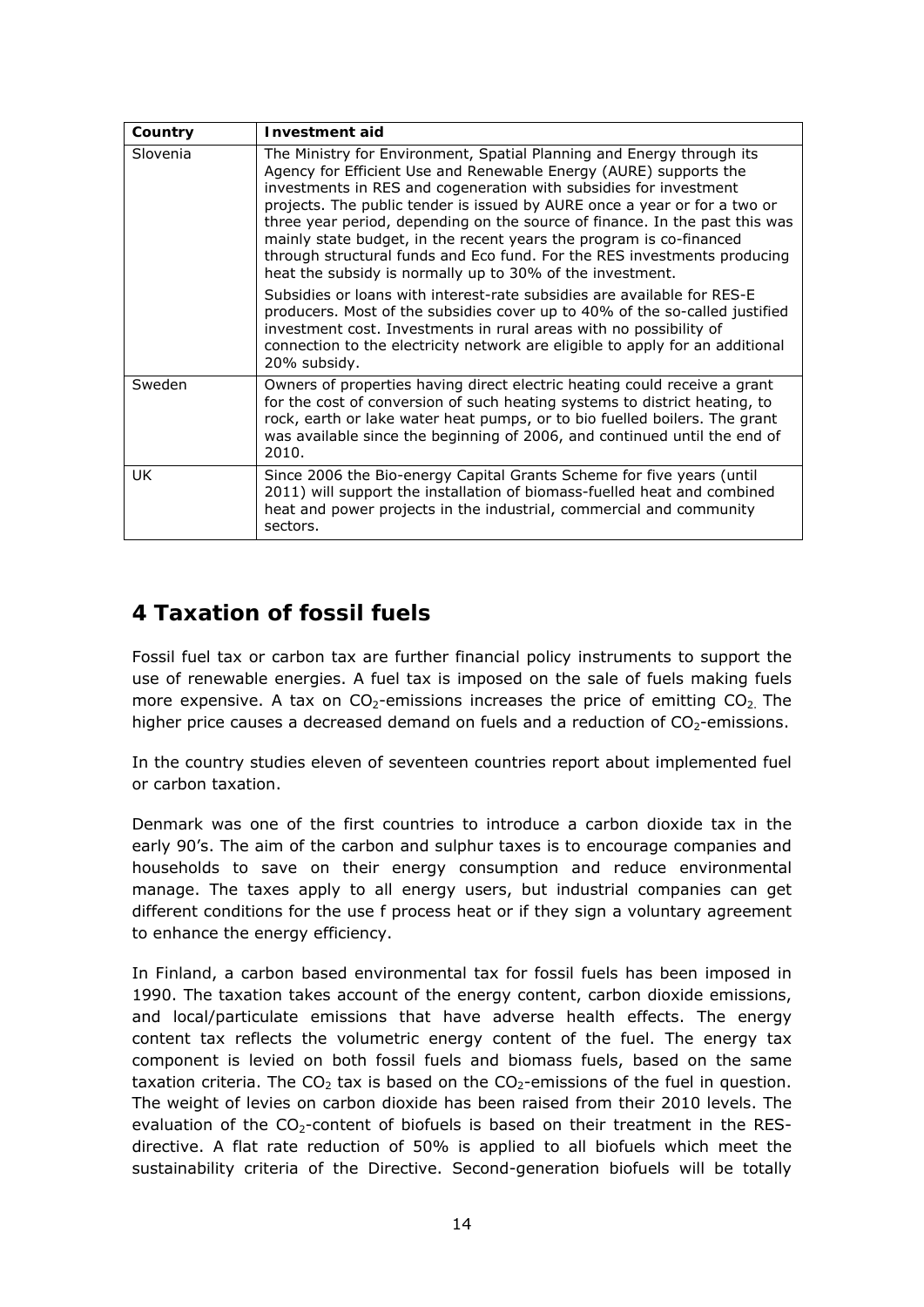| Country | Investment aid |
| --- | --- |
| Slovenia | The Ministry for Environment, Spatial Planning and Energy through its Agency for Efficient Use and Renewable Energy (AURE) supports the investments in RES and cogeneration with subsidies for investment projects. The public tender is issued by AURE once a year or for a two or three year period, depending on the source of finance. In the past this was mainly state budget, in the recent years the program is co-financed through structural funds and Eco fund. For the RES investments producing heat the subsidy is normally up to 30% of the investment. Subsidies or loans with interest-rate subsidies are available for RES-E producers. Most of the subsidies cover up to 40% of the so-called justified investment cost. Investments in rural areas with no possibility of connection to the electricity network are eligible to apply for an additional 20% subsidy. |
| Sweden | Owners of properties having direct electric heating could receive a grant for the cost of conversion of such heating systems to district heating, to rock, earth or lake water heat pumps, or to bio fuelled boilers. The grant was available since the beginning of 2006, and continued until the end of 2010. |
| UK | Since 2006 the Bio-energy Capital Grants Scheme for five years (until 2011) will support the installation of biomass-fuelled heat and combined heat and power projects in the industrial, commercial and community sectors. |

# 4 Taxation of fossil fuels

Fossil fuel tax or carbon tax are further financial policy instruments to support the use of renewable energies. A fuel tax is imposed on the sale of fuels making fuels more expensive. A tax on $CO_2$-emissions increases the price of emitting $CO_2$. The higher price causes a decreased demand on fuels and a reduction of $CO_2$-emissions.

In the country studies eleven of seventeen countries report about implemented fuel or carbon taxation.

Denmark was one of the first countries to introduce a carbon dioxide tax in the early 90's. The aim of the carbon and sulphur taxes is to encourage companies and households to save on their energy consumption and reduce environmental manage. The taxes apply to all energy users, but industrial companies can get different conditions for the use f process heat or if they sign a voluntary agreement to enhance the energy efficiency.

In Finland, a carbon based environmental tax for fossil fuels has been imposed in 1990. The taxation takes account of the energy content, carbon dioxide emissions, and local/particulate emissions that have adverse health effects. The energy content tax reflects the volumetric energy content of the fuel. The energy tax component is levied on both fossil fuels and biomass fuels, based on the same taxation criteria. The $CO_2$ tax is based on the $CO_2$-emissions of the fuel in question. The weight of levies on carbon dioxide has been raised from their 2010 levels. The evaluation of the $CO_2$-content of biofuels is based on their treatment in the RES-directive. A flat rate reduction of 50% is applied to all biofuels which meet the sustainability criteria of the Directive. Second-generation biofuels will be totally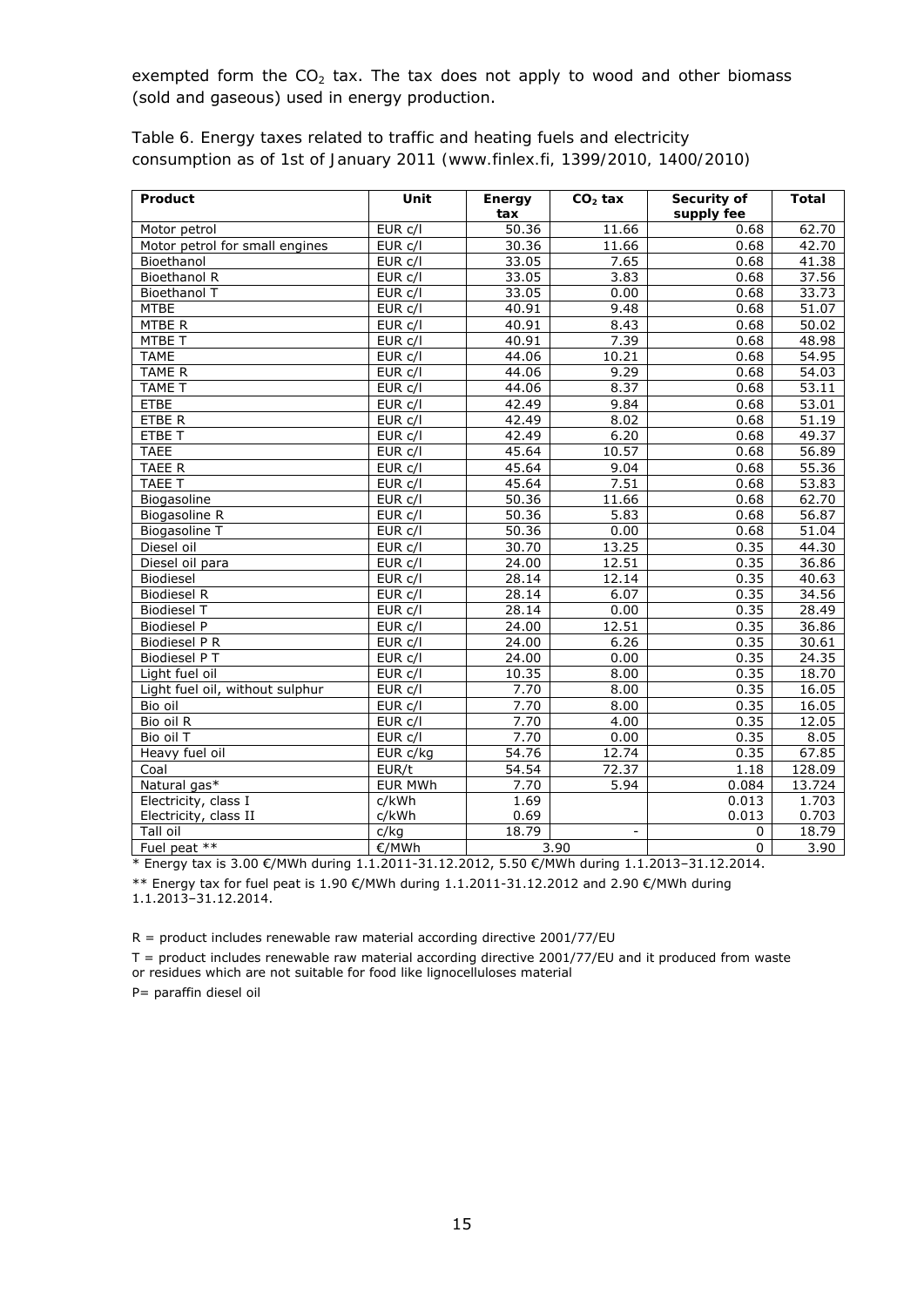exempted form the $CO_2$ tax. The tax does not apply to wood and other biomass (sold and gaseous) used in energy production.

Table 6. Energy taxes related to traffic and heating fuels and electricity consumption as of 1st of January 2011 (www.finlex.fi, 1399/2010, 1400/2010)

| Product | Unit | Energy tax | $CO_2$ tax | Security of supply fee | Total |
|---|---|---|---|---|---|
| Motor petrol | EUR c/l | 50.36 | 11.66 | 0.68 | 62.70 |
| Motor petrol for small engines | EUR c/l | 30.36 | 11.66 | 0.68 | 42.70 |
| Bioethanol | EUR c/l | 33.05 | 7.65 | 0.68 | 41.38 |
| Bioethanol R | EUR c/l | 33.05 | 3.83 | 0.68 | 37.56 |
| Bioethanol T | EUR c/l | 33.05 | 0.00 | 0.68 | 33.73 |
| MTBE | EUR c/l | 40.91 | 9.48 | 0.68 | 51.07 |
| MTBE R | EUR c/l | 40.91 | 8.43 | 0.68 | 50.02 |
| MTBE T | EUR c/l | 40.91 | 7.39 | 0.68 | 48.98 |
| TAME | EUR c/l | 44.06 | 10.21 | 0.68 | 54.95 |
| TAME R | EUR c/l | 44.06 | 9.29 | 0.68 | 54.03 |
| TAME T | EUR c/l | 44.06 | 8.37 | 0.68 | 53.11 |
| ETBE | EUR c/l | 42.49 | 9.84 | 0.68 | 53.01 |
| ETBE R | EUR c/l | 42.49 | 8.02 | 0.68 | 51.19 |
| ETBE T | EUR c/l | 42.49 | 6.20 | 0.68 | 49.37 |
| TAEE | EUR c/l | 45.64 | 10.57 | 0.68 | 56.89 |
| TAEE R | EUR c/l | 45.64 | 9.04 | 0.68 | 55.36 |
| TAEE T | EUR c/l | 45.64 | 7.51 | 0.68 | 53.83 |
| Biogasoline | EUR c/l | 50.36 | 11.66 | 0.68 | 62.70 |
| Biogasoline R | EUR c/l | 50.36 | 5.83 | 0.68 | 56.87 |
| Biogasoline T | EUR c/l | 50.36 | 0.00 | 0.68 | 51.04 |
| Diesel oil | EUR c/l | 30.70 | 13.25 | 0.35 | 44.30 |
| Diesel oil para | EUR c/l | 24.00 | 12.51 | 0.35 | 36.86 |
| Biodiesel | EUR c/l | 28.14 | 12.14 | 0.35 | 40.63 |
| Biodiesel R | EUR c/l | 28.14 | 6.07 | 0.35 | 34.56 |
| Biodiesel T | EUR c/l | 28.14 | 0.00 | 0.35 | 28.49 |
| Biodiesel P | EUR c/l | 24.00 | 12.51 | 0.35 | 36.86 |
| Biodiesel P R | EUR c/l | 24.00 | 6.26 | 0.35 | 30.61 |
| Biodiesel P T | EUR c/l | 24.00 | 0.00 | 0.35 | 24.35 |
| Light fuel oil | EUR c/l | 10.35 | 8.00 | 0.35 | 18.70 |
| Light fuel oil, without sulphur | EUR c/l | 7.70 | 8.00 | 0.35 | 16.05 |
| Bio oil | EUR c/l | 7.70 | 8.00 | 0.35 | 16.05 |
| Bio oil R | EUR c/l | 7.70 | 4.00 | 0.35 | 12.05 |
| Bio oil T | EUR c/l | 7.70 | 0.00 | 0.35 | 8.05 |
| Heavy fuel oil | EUR c/kg | 54.76 | 12.74 | 0.35 | 67.85 |
| Coal | EUR/t | 54.54 | 72.37 | 1.18 | 128.09 |
| Natural gas* | EUR MWh | 7.70 | 5.94 | 0.084 | 13.724 |
| Electricity, class I | c/kWh | 1.69 | | 0.013 | 1.703 |
| Electricity, class II | c/kWh | 0.69 | | 0.013 | 0.703 |
| Tall oil | c/kg | 18.79 | - | 0 | 18.79 |
| Fuel peat ** | €/MWh | 3.90 | | 0 | 3.90 |

* Energy tax is 3.00 €/MWh during 1.1.2011-31.12.2012, 5.50 €/MWh during 1.1.2013–31.12.2014.

** Energy tax for fuel peat is 1.90 €/MWh during 1.1.2011-31.12.2012 and 2.90 €/MWh during 1.1.2013–31.12.2014.

R = product includes renewable raw material according directive 2001/77/EU

T = product includes renewable raw material according directive 2001/77/EU and it produced from waste or residues which are not suitable for food like lignocelluloses material

P= paraffin diesel oil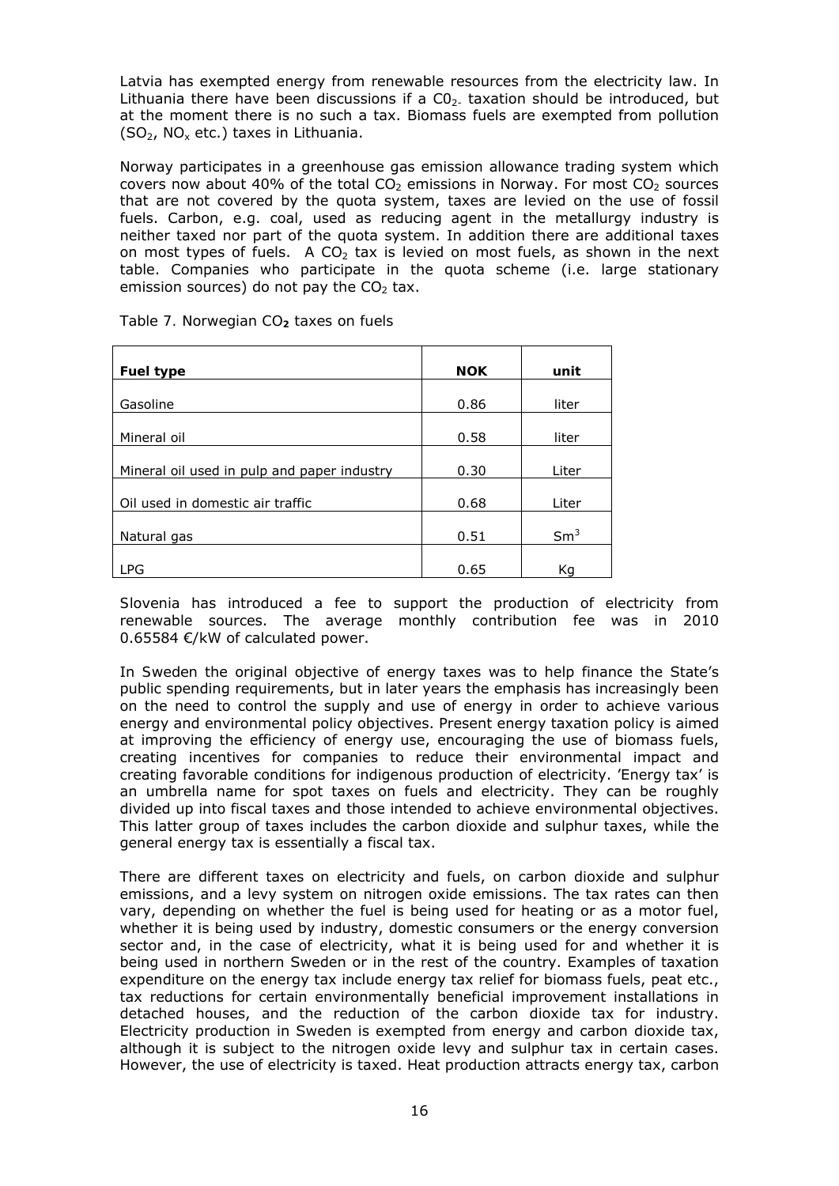Latvia has exempted energy from renewable resources from the electricity law. In Lithuania there have been discussions if a $C0_{2-}$ taxation should be introduced, but at the moment there is no such a tax. Biomass fuels are exempted from pollution ($SO_2$, $NO_x$ etc.) taxes in Lithuania.

Norway participates in a greenhouse gas emission allowance trading system which covers now about 40% of the total $CO_2$ emissions in Norway. For most $CO_2$ sources that are not covered by the quota system, taxes are levied on the use of fossil fuels. Carbon, e.g. coal, used as reducing agent in the metallurgy industry is neither taxed nor part of the quota system. In addition there are additional taxes on most types of fuels. A $CO_2$ tax is levied on most fuels, as shown in the next table. Companies who participate in the quota scheme (i.e. large stationary emission sources) do not pay the $CO_2$ tax.

Table 7. Norwegian $CO_2$ taxes on fuels

| **Fuel type** | **NOK** | **unit** |
|---|---|---|
| Gasoline | 0.86 | liter |
| Mineral oil | 0.58 | liter |
| Mineral oil used in pulp and paper industry | 0.30 | Liter |
| Oil used in domestic air traffic | 0.68 | Liter |
| Natural gas | 0.51 | $Sm^3$ |
| LPG | 0.65 | Kg |

Slovenia has introduced a fee to support the production of electricity from renewable sources. The average monthly contribution fee was in 2010 0.65584 €/kW of calculated power.

In Sweden the original objective of energy taxes was to help finance the State's public spending requirements, but in later years the emphasis has increasingly been on the need to control the supply and use of energy in order to achieve various energy and environmental policy objectives. Present energy taxation policy is aimed at improving the efficiency of energy use, encouraging the use of biomass fuels, creating incentives for companies to reduce their environmental impact and creating favorable conditions for indigenous production of electricity. 'Energy tax' is an umbrella name for spot taxes on fuels and electricity. They can be roughly divided up into fiscal taxes and those intended to achieve environmental objectives. This latter group of taxes includes the carbon dioxide and sulphur taxes, while the general energy tax is essentially a fiscal tax.

There are different taxes on electricity and fuels, on carbon dioxide and sulphur emissions, and a levy system on nitrogen oxide emissions. The tax rates can then vary, depending on whether the fuel is being used for heating or as a motor fuel, whether it is being used by industry, domestic consumers or the energy conversion sector and, in the case of electricity, what it is being used for and whether it is being used in northern Sweden or in the rest of the country. Examples of taxation expenditure on the energy tax include energy tax relief for biomass fuels, peat etc., tax reductions for certain environmentally beneficial improvement installations in detached houses, and the reduction of the carbon dioxide tax for industry. Electricity production in Sweden is exempted from energy and carbon dioxide tax, although it is subject to the nitrogen oxide levy and sulphur tax in certain cases. However, the use of electricity is taxed. Heat production attracts energy tax, carbon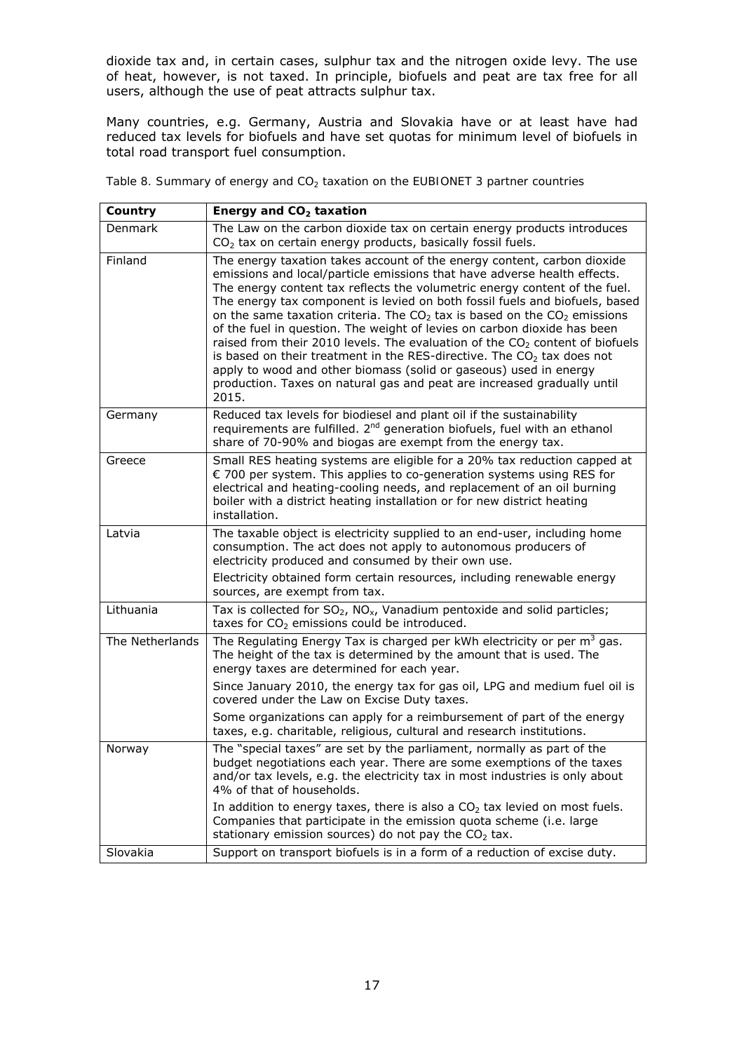dioxide tax and, in certain cases, sulphur tax and the nitrogen oxide levy. The use of heat, however, is not taxed. In principle, biofuels and peat are tax free for all users, although the use of peat attracts sulphur tax.

Many countries, e.g. Germany, Austria and Slovakia have or at least have had reduced tax levels for biofuels and have set quotas for minimum level of biofuels in total road transport fuel consumption.

*Table 8. Summary of energy and $CO_2$ taxation on the EUBIONET 3 partner countries*

| **Country** | **Energy and $CO_2$ taxation** |
|---|---|
| Denmark | The Law on the carbon dioxide tax on certain energy products introduces $CO_2$ tax on certain energy products, basically fossil fuels. |
| Finland | The energy taxation takes account of the energy content, carbon dioxide emissions and local/particle emissions that have adverse health effects. The energy content tax reflects the volumetric energy content of the fuel. The energy tax component is levied on both fossil fuels and biofuels, based on the same taxation criteria. The $CO_2$ tax is based on the $CO_2$ emissions of the fuel in question. The weight of levies on carbon dioxide has been raised from their 2010 levels. The evaluation of the $CO_2$ content of biofuels is based on their treatment in the RES-directive. The $CO_2$ tax does not apply to wood and other biomass (solid or gaseous) used in energy production. Taxes on natural gas and peat are increased gradually until 2015. |
| Germany | Reduced tax levels for biodiesel and plant oil if the sustainability requirements are fulfilled. 2nd generation biofuels, fuel with an ethanol share of 70-90% and biogas are exempt from the energy tax. |
| Greece | Small RES heating systems are eligible for a 20% tax reduction capped at € 700 per system. This applies to co-generation systems using RES for electrical and heating-cooling needs, and replacement of an oil burning boiler with a district heating installation or for new district heating installation. |
| Latvia | The taxable object is electricity supplied to an end-user, including home consumption. The act does not apply to autonomous producers of electricity produced and consumed by their own use.<br>Electricity obtained form certain resources, including renewable energy sources, are exempt from tax. |
| Lithuania | Tax is collected for $SO_2$, $NO_x$, Vanadium pentoxide and solid particles; taxes for $CO_2$ emissions could be introduced. |
| The Netherlands | The Regulating Energy Tax is charged per kWh electricity or per $m^3$ gas. The height of the tax is determined by the amount that is used. The energy taxes are determined for each year.<br>Since January 2010, the energy tax for gas oil, LPG and medium fuel oil is covered under the Law on Excise Duty taxes.<br>Some organizations can apply for a reimbursement of part of the energy taxes, e.g. charitable, religious, cultural and research institutions. |
| Norway | The "special taxes" are set by the parliament, normally as part of the budget negotiations each year. There are some exemptions of the taxes and/or tax levels, e.g. the electricity tax in most industries is only about 4% of that of households.<br>In addition to energy taxes, there is also a $CO_2$ tax levied on most fuels. Companies that participate in the emission quota scheme (i.e. large stationary emission sources) do not pay the $CO_2$ tax. |
| Slovakia | Support on transport biofuels is in a form of a reduction of excise duty. |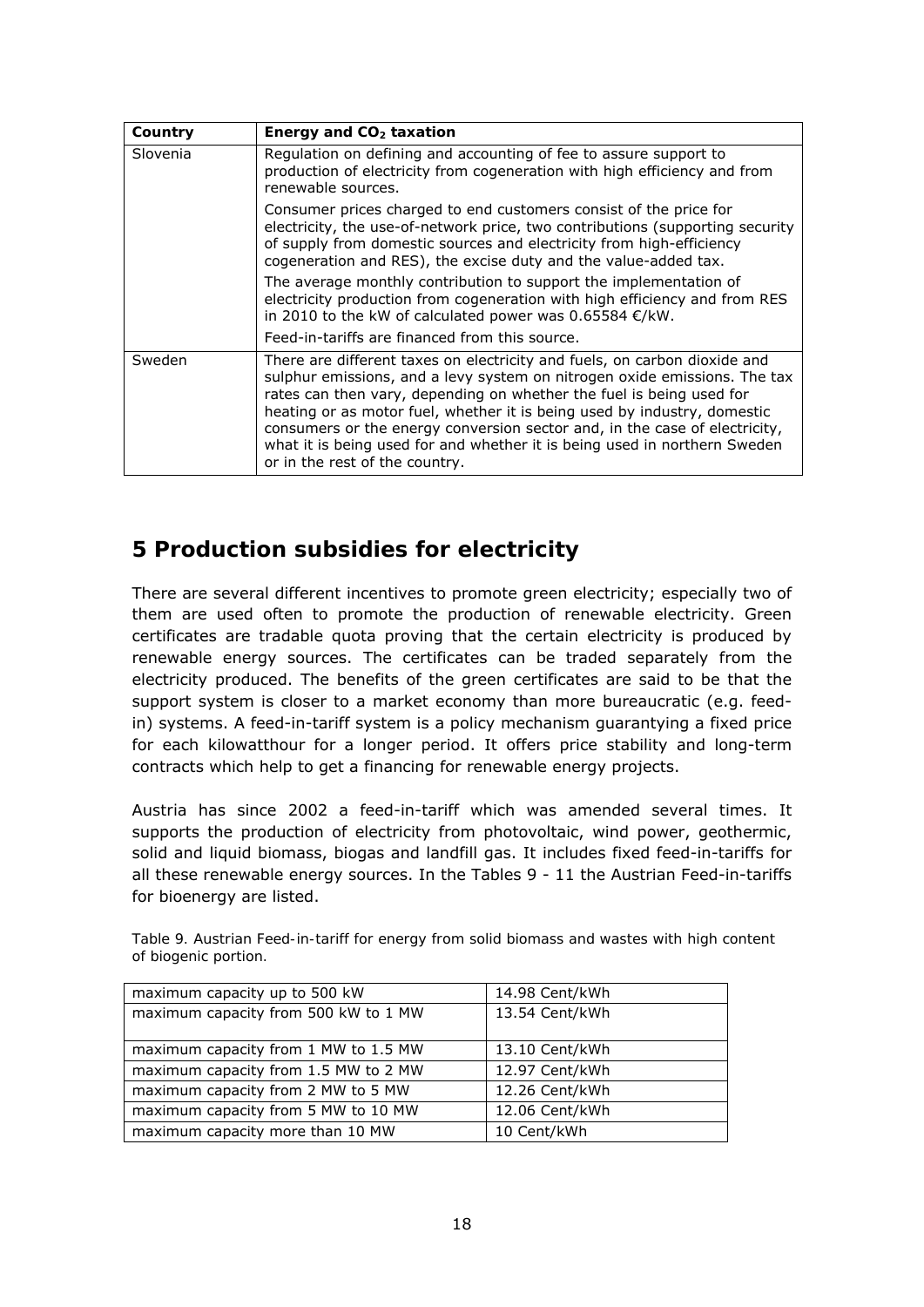| Country | Energy and $CO_2$ taxation |
|---|---|
| Slovenia | Regulation on defining and accounting of fee to assure support to production of electricity from cogeneration with high efficiency and from renewable sources. Consumer prices charged to end customers consist of the price for electricity, the use-of-network price, two contributions (supporting security of supply from domestic sources and electricity from high-efficiency cogeneration and RES), the excise duty and the value-added tax. The average monthly contribution to support the implementation of electricity production from cogeneration with high efficiency and from RES in 2010 to the kW of calculated power was 0.65584 €/kW. Feed-in-tariffs are financed from this source. |
| Sweden | There are different taxes on electricity and fuels, on carbon dioxide and sulphur emissions, and a levy system on nitrogen oxide emissions. The tax rates can then vary, depending on whether the fuel is being used for heating or as motor fuel, whether it is being used by industry, domestic consumers or the energy conversion sector and, in the case of electricity, what it is being used for and whether it is being used in northern Sweden or in the rest of the country. |

# 5 Production subsidies for electricity

There are several different incentives to promote green electricity; especially two of them are used often to promote the production of renewable electricity. Green certificates are tradable quota proving that the certain electricity is produced by renewable energy sources. The certificates can be traded separately from the electricity produced. The benefits of the green certificates are said to be that the support system is closer to a market economy than more bureaucratic (e.g. feed-in) systems. A feed-in-tariff system is a policy mechanism guarantying a fixed price for each kilowatthour for a longer period. It offers price stability and long-term contracts which help to get a financing for renewable energy projects.

Austria has since 2002 a feed-in-tariff which was amended several times. It supports the production of electricity from photovoltaic, wind power, geothermic, solid and liquid biomass, biogas and landfill gas. It includes fixed feed-in-tariffs for all these renewable energy sources. In the Tables 9 - 11 the Austrian Feed-in-tariffs for bioenergy are listed.

Table 9. Austrian Feed-in-tariff for energy from solid biomass and wastes with high content of biogenic portion.

| | |
|---|---|
| maximum capacity up to 500 kW | 14.98 Cent/kWh |
| maximum capacity from 500 kW to 1 MW | 13.54 Cent/kWh |
| maximum capacity from 1 MW to 1.5 MW | 13.10 Cent/kWh |
| maximum capacity from 1.5 MW to 2 MW | 12.97 Cent/kWh |
| maximum capacity from 2 MW to 5 MW | 12.26 Cent/kWh |
| maximum capacity from 5 MW to 10 MW | 12.06 Cent/kWh |
| maximum capacity more than 10 MW | 10 Cent/kWh |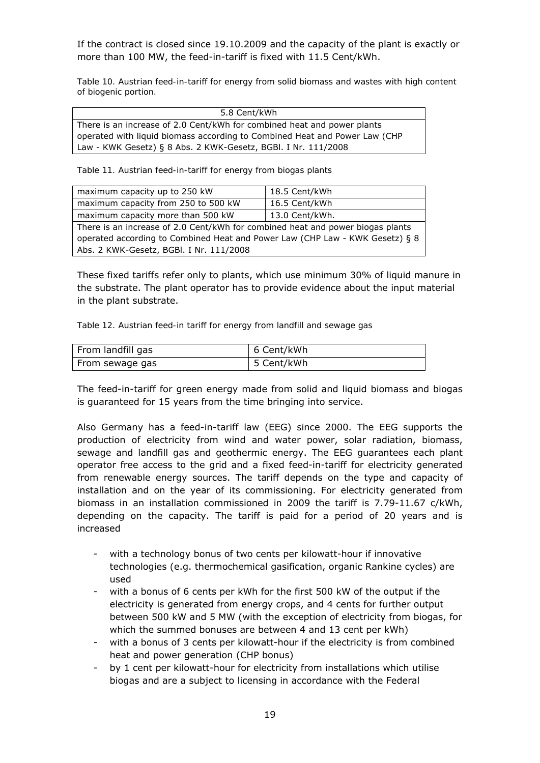If the contract is closed since 19.10.2009 and the capacity of the plant is exactly or more than 100 MW, the feed-in-tariff is fixed with 11.5 Cent/kWh.

Table 10. Austrian feed-in-tariff for energy from solid biomass and wastes with high content of biogenic portion.

| 5.8 Cent/kWh |
|---|
| There is an increase of 2.0 Cent/kWh for combined heat and power plants operated with liquid biomass according to Combined Heat and Power Law (CHP Law - KWK Gesetz) § 8 Abs. 2 KWK-Gesetz, BGBl. I Nr. 111/2008 |

Table 11. Austrian feed-in-tariff for energy from biogas plants

| maximum capacity up to 250 kW | 18.5 Cent/kWh |
|---|---|
| maximum capacity from 250 to 500 kW | 16.5 Cent/kWh |
| maximum capacity more than 500 kW | 13.0 Cent/kWh. |
| There is an increase of 2.0 Cent/kWh for combined heat and power biogas plants operated according to Combined Heat and Power Law (CHP Law - KWK Gesetz) § 8 Abs. 2 KWK-Gesetz, BGBl. I Nr. 111/2008 | |

These fixed tariffs refer only to plants, which use minimum 30% of liquid manure in the substrate. The plant operator has to provide evidence about the input material in the plant substrate.

Table 12. Austrian feed-in tariff for energy from landfill and sewage gas

| From landfill gas | 6 Cent/kWh |
|---|---|
| From sewage gas | 5 Cent/kWh |

The feed-in-tariff for green energy made from solid and liquid biomass and biogas is guaranteed for 15 years from the time bringing into service.

Also Germany has a feed-in-tariff law (EEG) since 2000. The EEG supports the production of electricity from wind and water power, solar radiation, biomass, sewage and landfill gas and geothermic energy. The EEG guarantees each plant operator free access to the grid and a fixed feed-in-tariff for electricity generated from renewable energy sources. The tariff depends on the type and capacity of installation and on the year of its commissioning. For electricity generated from biomass in an installation commissioned in 2009 the tariff is 7.79-11.67 c/kWh, depending on the capacity. The tariff is paid for a period of 20 years and is increased

- with a technology bonus of two cents per kilowatt-hour if innovative technologies (e.g. thermochemical gasification, organic Rankine cycles) are used
- with a bonus of 6 cents per kWh for the first 500 kW of the output if the electricity is generated from energy crops, and 4 cents for further output between 500 kW and 5 MW (with the exception of electricity from biogas, for which the summed bonuses are between 4 and 13 cent per kWh)
- with a bonus of 3 cents per kilowatt-hour if the electricity is from combined heat and power generation (CHP bonus)
- by 1 cent per kilowatt-hour for electricity from installations which utilise biogas and are a subject to licensing in accordance with the Federal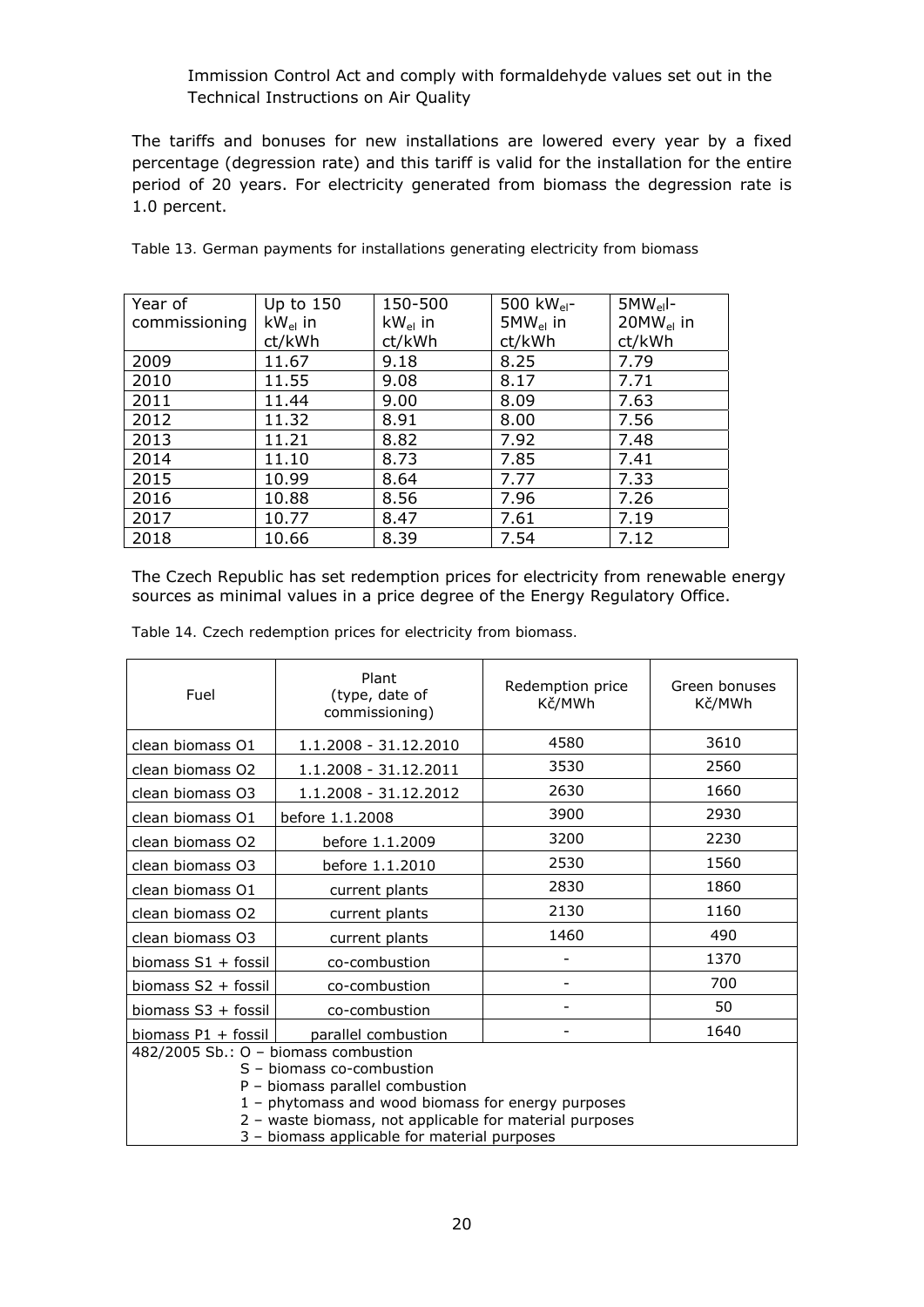Immission Control Act and comply with formaldehyde values set out in the Technical Instructions on Air Quality

The tariffs and bonuses for new installations are lowered every year by a fixed percentage (degression rate) and this tariff is valid for the installation for the entire period of 20 years. For electricity generated from biomass the degression rate is 1.0 percent.

Table 13. German payments for installations generating electricity from biomass

| Year of commissioning | Up to 150 $kW_{el}$ in ct/kWh | 150-500 $kW_{el}$ in ct/kWh | 500 $kW_{el}$- $5MW_{el}$ in ct/kWh | $5MW_{el}$l- $20MW_{el}$ in ct/kWh |
|---|---|---|---|---|
| 2009 | 11.67 | 9.18 | 8.25 | 7.79 |
| 2010 | 11.55 | 9.08 | 8.17 | 7.71 |
| 2011 | 11.44 | 9.00 | 8.09 | 7.63 |
| 2012 | 11.32 | 8.91 | 8.00 | 7.56 |
| 2013 | 11.21 | 8.82 | 7.92 | 7.48 |
| 2014 | 11.10 | 8.73 | 7.85 | 7.41 |
| 2015 | 10.99 | 8.64 | 7.77 | 7.33 |
| 2016 | 10.88 | 8.56 | 7.96 | 7.26 |
| 2017 | 10.77 | 8.47 | 7.61 | 7.19 |
| 2018 | 10.66 | 8.39 | 7.54 | 7.12 |

The Czech Republic has set redemption prices for electricity from renewable energy sources as minimal values in a price degree of the Energy Regulatory Office.

Table 14. Czech redemption prices for electricity from biomass.

| Fuel | Plant (type, date of commissioning) | Redemption price Kč/MWh | Green bonuses Kč/MWh |
|---|---|---|---|
| clean biomass O1 | 1.1.2008 - 31.12.2010 | 4580 | 3610 |
| clean biomass O2 | 1.1.2008 - 31.12.2011 | 3530 | 2560 |
| clean biomass O3 | 1.1.2008 - 31.12.2012 | 2630 | 1660 |
| clean biomass O1 | before 1.1.2008 | 3900 | 2930 |
| clean biomass O2 | before 1.1.2009 | 3200 | 2230 |
| clean biomass O3 | before 1.1.2010 | 2530 | 1560 |
| clean biomass O1 | current plants | 2830 | 1860 |
| clean biomass O2 | current plants | 2130 | 1160 |
| clean biomass O3 | current plants | 1460 | 490 |
| biomass S1 + fossil | co-combustion | - | 1370 |
| biomass S2 + fossil | co-combustion | - | 700 |
| biomass S3 + fossil | co-combustion | - | 50 |
| biomass P1 + fossil | parallel combustion | - | 1640 |
| 482/2005 Sb.: O – biomass combustion<br>S – biomass co-combustion<br>P – biomass parallel combustion<br>1 – phytomass and wood biomass for energy purposes<br>2 – waste biomass, not applicable for material purposes<br>3 – biomass applicable for material purposes | | | |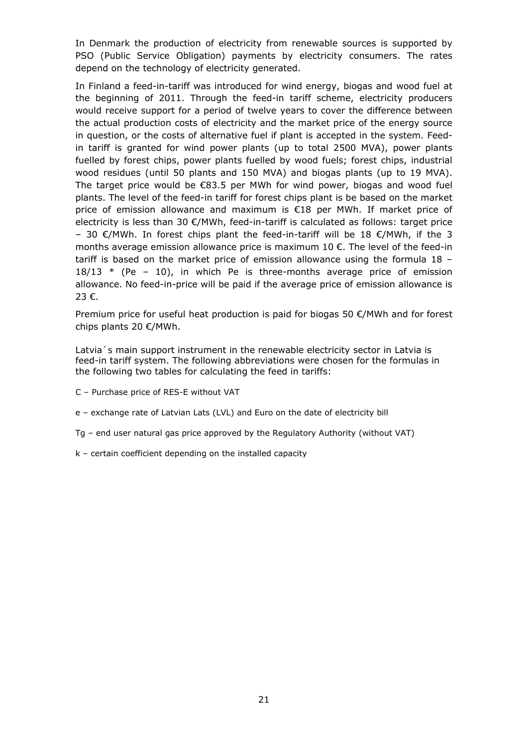In Denmark the production of electricity from renewable sources is supported by PSO (Public Service Obligation) payments by electricity consumers. The rates depend on the technology of electricity generated.

In Finland a feed-in-tariff was introduced for wind energy, biogas and wood fuel at the beginning of 2011. Through the feed-in tariff scheme, electricity producers would receive support for a period of twelve years to cover the difference between the actual production costs of electricity and the market price of the energy source in question, or the costs of alternative fuel if plant is accepted in the system. Feed-in tariff is granted for wind power plants (up to total 2500 MVA), power plants fuelled by forest chips, power plants fuelled by wood fuels; forest chips, industrial wood residues (until 50 plants and 150 MVA) and biogas plants (up to 19 MVA). The target price would be €83.5 per MWh for wind power, biogas and wood fuel plants. The level of the feed-in tariff for forest chips plant is be based on the market price of emission allowance and maximum is €18 per MWh. If market price of electricity is less than 30 €/MWh, feed-in-tariff is calculated as follows: target price – 30 €/MWh. In forest chips plant the feed-in-tariff will be 18 €/MWh, if the 3 months average emission allowance price is maximum 10 €. The level of the feed-in tariff is based on the market price of emission allowance using the formula $18 - 18/13 * (Pe - 10)$, in which Pe is three-months average price of emission allowance. No feed-in-price will be paid if the average price of emission allowance is 23 €.

Premium price for useful heat production is paid for biogas 50 €/MWh and for forest chips plants 20 €/MWh.

Latvia´s main support instrument in the renewable electricity sector in Latvia is feed-in tariff system. The following abbreviations were chosen for the formulas in the following two tables for calculating the feed in tariffs:

C – Purchase price of RES-E without VAT

e – exchange rate of Latvian Lats (LVL) and Euro on the date of electricity bill

Tg – end user natural gas price approved by the Regulatory Authority (without VAT)

k – certain coefficient depending on the installed capacity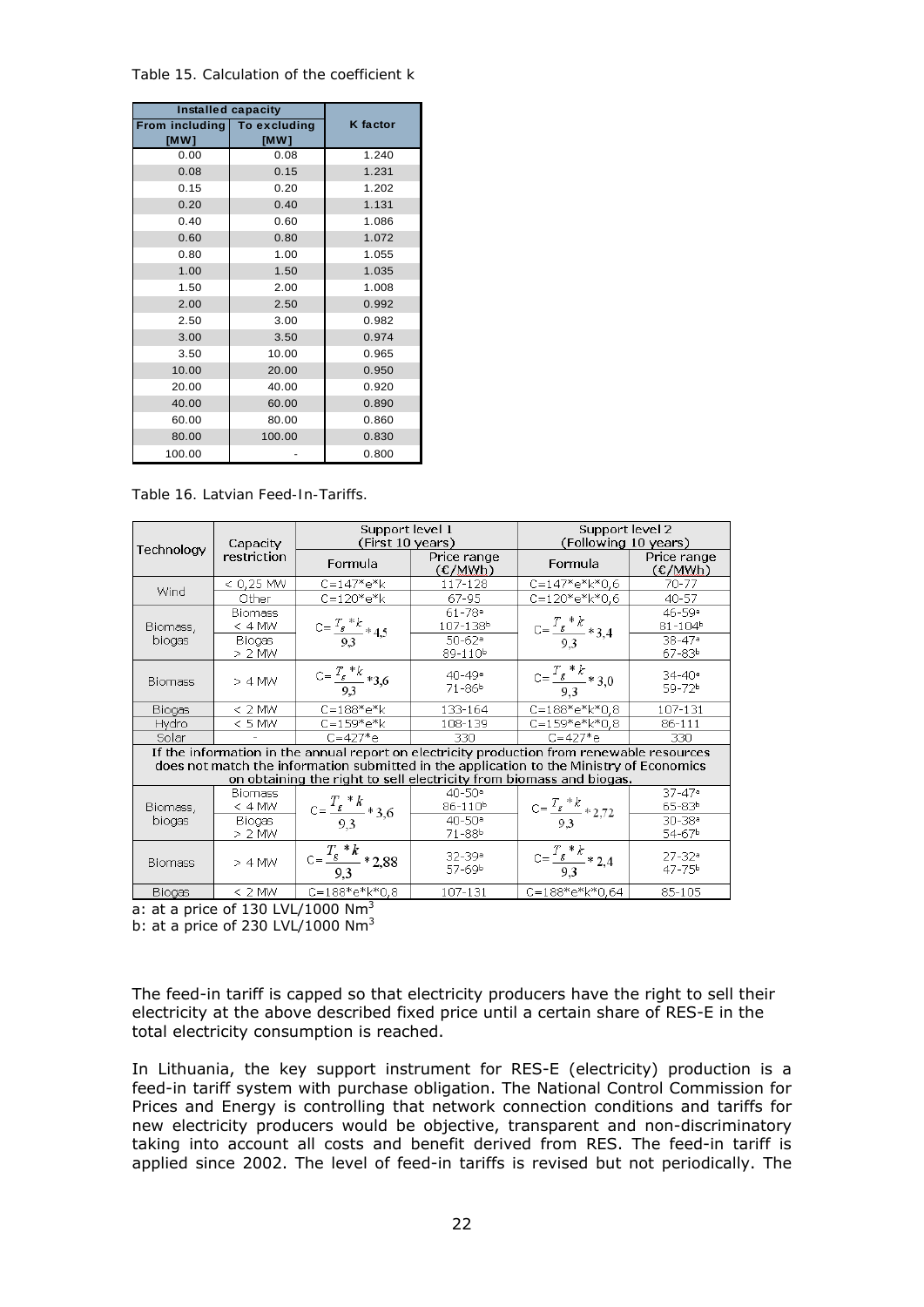Table 15. Calculation of the coefficient k

| Installed capacity | | K factor |
|---|---|---|
| From including [MW] | To excluding [MW] | |
| 0.00 | 0.08 | 1.240 |
| 0.08 | 0.15 | 1.231 |
| 0.15 | 0.20 | 1.202 |
| 0.20 | 0.40 | 1.131 |
| 0.40 | 0.60 | 1.086 |
| 0.60 | 0.80 | 1.072 |
| 0.80 | 1.00 | 1.055 |
| 1.00 | 1.50 | 1.035 |
| 1.50 | 2.00 | 1.008 |
| 2.00 | 2.50 | 0.992 |
| 2.50 | 3.00 | 0.982 |
| 3.00 | 3.50 | 0.974 |
| 3.50 | 10.00 | 0.965 |
| 10.00 | 20.00 | 0.950 |
| 20.00 | 40.00 | 0.920 |
| 40.00 | 60.00 | 0.890 |
| 60.00 | 80.00 | 0.860 |
| 80.00 | 100.00 | 0.830 |
| 100.00 | - | 0.800 |

Table 16. Latvian Feed-In-Tariffs.

| Technology | Capacity restriction | Support level 1 (First 10 years) | | Support level 2 (Following 10 years) | |
|---|---|---|---|---|---|
| | | Formula | Price range (€/MWh) | Formula | Price range (€/MWh) |
| Wind | < 0,25 MW | C=147*e*k | 117-128 | C=147*e*k*0,6 | 70-77 |
| | Other | C=120*e*k | 67-95 | C=120*e*k*0,6 | 40-57 |
| Biomass, biogas | Biomass < 4 MW | $C=\frac{T_g * k}{9,3}*4,5$ | 61-78[a] 107-138[b] | $C=\frac{T_g * k}{9,3}*3,4$ | 46-59[a] 81-104[b] |
| | Biogas > 2 MW | | 50-62[a] 89-110[b] | | 38-47[a] 67-83[b] |
| Biomass | > 4 MW | $C=\frac{T_g * k}{9,3}*3,6$ | 40-49[a] 71-86[b] | $C=\frac{T_g * k}{9,3}*3,0$ | 34-40[a] 59-72[b] |
| Biogas | < 2 MW | C=188*e*k | 133-164 | C=188*e*k*0,8 | 107-131 |
| Hydro | < 5 MW | C=159*e*k | 108-139 | C=159*e*k*0,8 | 86-111 |
| Solar | - | C=427*e | 330 | C=427*e | 330 |
| **If the information in the annual report on electricity production from renewable resources does not match the information submitted in the application to the Ministry of Economics on obtaining the right to sell electricity from biomass and biogas.** | | | | | |
| Biomass, biogas | Biomass < 4 MW | $C=\frac{T_g * k}{9,3}*3,6$ | 40-50[a] 86-110[b] | $C=\frac{T_g * k}{9,3}*2,72$ | 37-47[a] 65-83[b] |
| | Biogas > 2 MW | | 40-50[a] 71-88[b] | | 30-38[a] 54-67[b] |
| Biomass | > 4 MW | $C=\frac{T_g * k}{9,3}*2,88$ | 32-39[a] 57-69[b] | $C=\frac{T_g * k}{9,3}*2,4$ | 27-32[a] 47-75[b] |
| Biogas | < 2 MW | C=188*e*k*0,8 | 107-131 | C=188*e*k*0,64 | 85-105 |

a: at a price of 130 LVL/1000 $Nm^3$

b: at a price of 230 LVL/1000 $Nm^3$

The feed-in tariff is capped so that electricity producers have the right to sell their electricity at the above described fixed price until a certain share of RES-E in the total electricity consumption is reached.

In Lithuania, the key support instrument for RES-E (electricity) production is a feed-in tariff system with purchase obligation. The National Control Commission for Prices and Energy is controlling that network connection conditions and tariffs for new electricity producers would be objective, transparent and non-discriminatory taking into account all costs and benefit derived from RES. The feed-in tariff is applied since 2002. The level of feed-in tariffs is revised but not periodically. The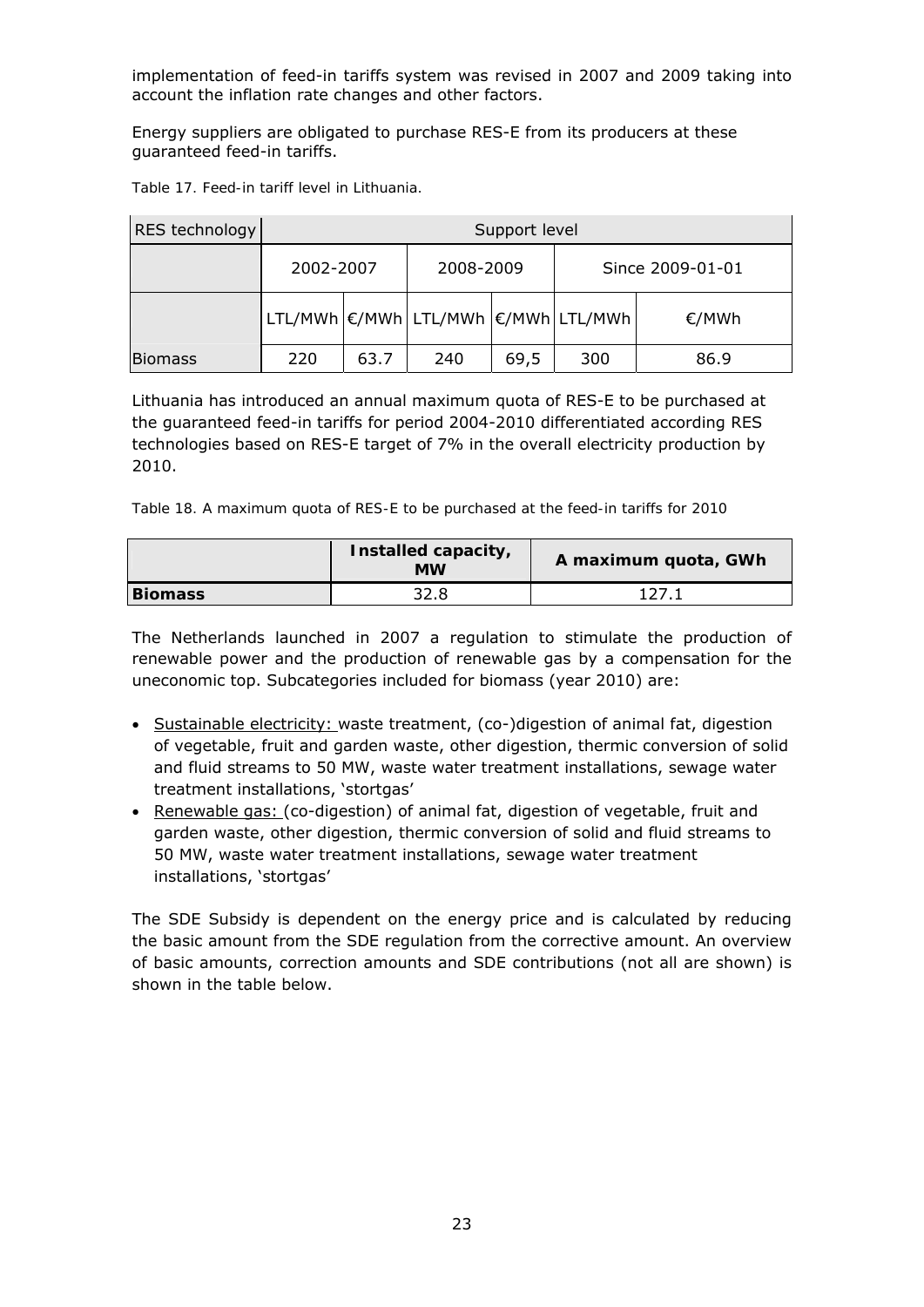implementation of feed-in tariffs system was revised in 2007 and 2009 taking into account the inflation rate changes and other factors.

Energy suppliers are obligated to purchase RES-E from its producers at these guaranteed feed-in tariffs.

Table 17. Feed-in tariff level in Lithuania.

| RES technology | Support level | | | | | |
|---|---|---|---|---|---|---|
| | 2002-2007 | | 2008-2009 | | Since 2009-01-01 | |
| | LTL/MWh | €/MWh | LTL/MWh | €/MWh | LTL/MWh | €/MWh |
| Biomass | 220 | 63.7 | 240 | 69,5 | 300 | 86.9 |

Lithuania has introduced an annual maximum quota of RES-E to be purchased at the guaranteed feed-in tariffs for period 2004-2010 differentiated according RES technologies based on RES-E target of 7% in the overall electricity production by 2010.

Table 18. A maximum quota of RES-E to be purchased at the feed-in tariffs for 2010

| | **Installed capacity, MW** | **A maximum quota, GWh** |
|---|---|---|
| **Biomass** | 32.8 | 127.1 |

The Netherlands launched in 2007 a regulation to stimulate the production of renewable power and the production of renewable gas by a compensation for the uneconomic top. Subcategories included for biomass (year 2010) are:

- Sustainable electricity: waste treatment, (co-)digestion of animal fat, digestion of vegetable, fruit and garden waste, other digestion, thermic conversion of solid and fluid streams to 50 MW, waste water treatment installations, sewage water treatment installations, 'stortgas'
- Renewable gas: (co-digestion) of animal fat, digestion of vegetable, fruit and garden waste, other digestion, thermic conversion of solid and fluid streams to 50 MW, waste water treatment installations, sewage water treatment installations, 'stortgas'

The SDE Subsidy is dependent on the energy price and is calculated by reducing the basic amount from the SDE regulation from the corrective amount. An overview of basic amounts, correction amounts and SDE contributions (not all are shown) is shown in the table below.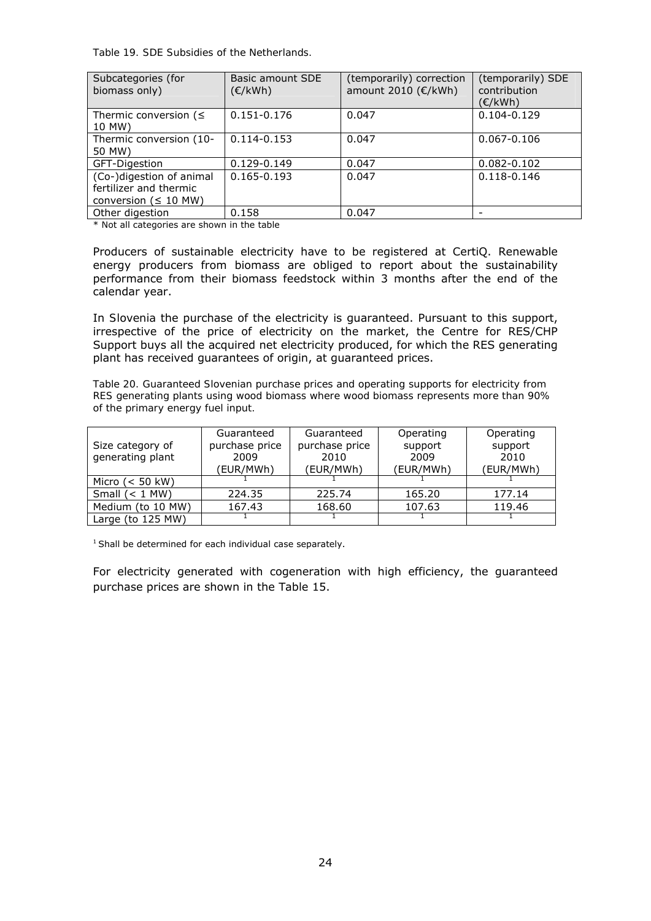Table 19. SDE Subsidies of the Netherlands.

| Subcategories (for biomass only) | Basic amount SDE (€/kWh) | (temporarily) correction amount 2010 (€/kWh) | (temporarily) SDE contribution (€/kWh) |
|---|---|---|---|
| Thermic conversion (≤ 10 MW) | 0.151-0.176 | 0.047 | 0.104-0.129 |
| Thermic conversion (10-50 MW) | 0.114-0.153 | 0.047 | 0.067-0.106 |
| GFT-Digestion | 0.129-0.149 | 0.047 | 0.082-0.102 |
| (Co-)digestion of animal fertilizer and thermic conversion (≤ 10 MW) | 0.165-0.193 | 0.047 | 0.118-0.146 |
| Other digestion | 0.158 | 0.047 | - |

* Not all categories are shown in the table

Producers of sustainable electricity have to be registered at CertiQ. Renewable energy producers from biomass are obliged to report about the sustainability performance from their biomass feedstock within 3 months after the end of the calendar year.

In Slovenia the purchase of the electricity is guaranteed. Pursuant to this support, irrespective of the price of electricity on the market, the Centre for RES/CHP Support buys all the acquired net electricity produced, for which the RES generating plant has received guarantees of origin, at guaranteed prices.

Table 20. Guaranteed Slovenian purchase prices and operating supports for electricity from RES generating plants using wood biomass where wood biomass represents more than 90% of the primary energy fuel input.

| Size category of generating plant | Guaranteed purchase price 2009 (EUR/MWh) | Guaranteed purchase price 2010 (EUR/MWh) | Operating support 2009 (EUR/MWh) | Operating support 2010 (EUR/MWh) |
|---|---|---|---|---|
| Micro (< 50 kW) | [1] | [1] | [1] | [1] |
| Small (< 1 MW) | 224.35 | 225.74 | 165.20 | 177.14 |
| Medium (to 10 MW) | 167.43 | 168.60 | 107.63 | 119.46 |
| Large (to 125 MW) | [1] | [1] | [1] | [1] |

[1] Shall be determined for each individual case separately.

For electricity generated with cogeneration with high efficiency, the guaranteed purchase prices are shown in the Table 15.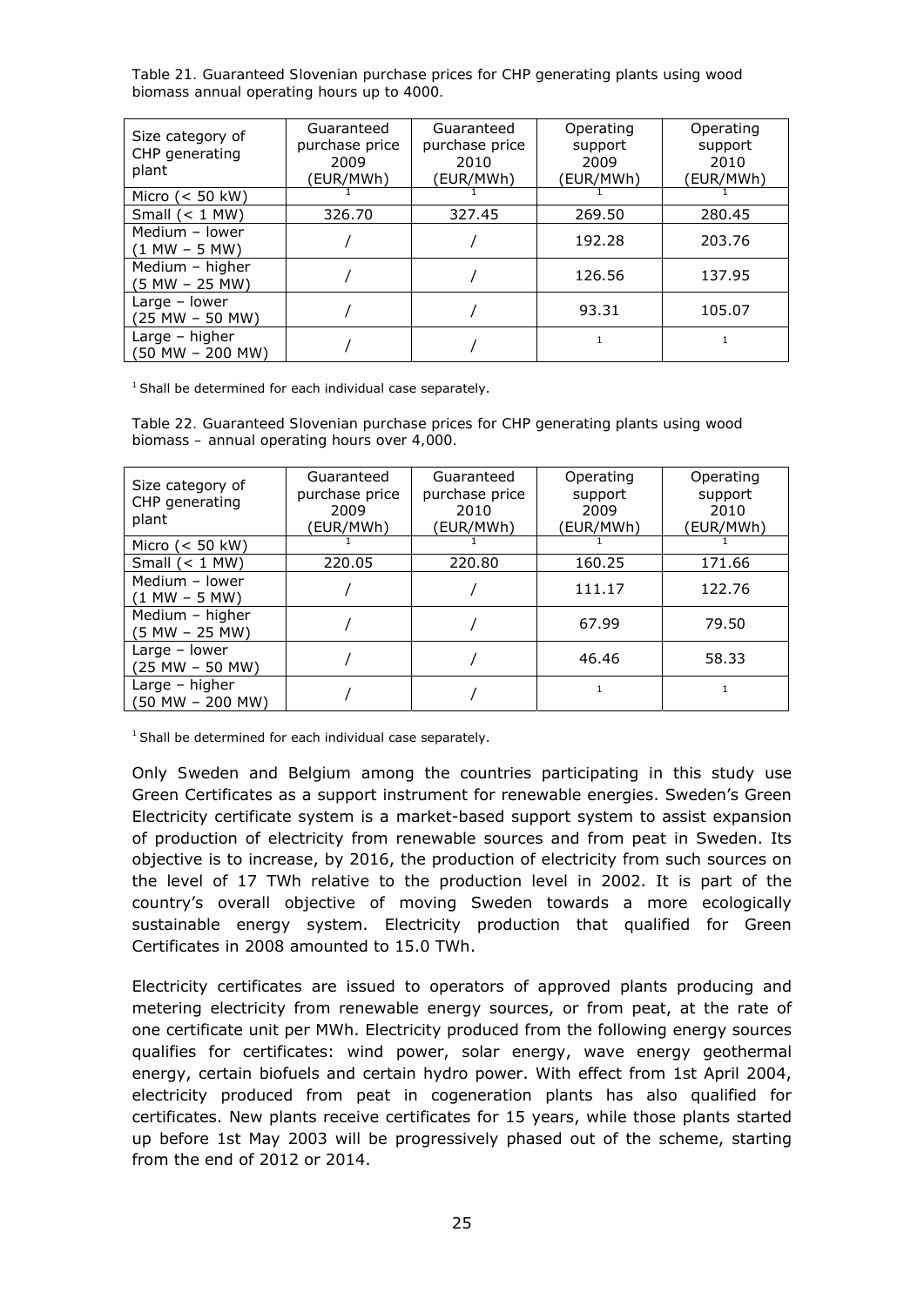Table 21. Guaranteed Slovenian purchase prices for CHP generating plants using wood biomass annual operating hours up to 4000.

| Size category of CHP generating plant | Guaranteed purchase price 2009 (EUR/MWh) | Guaranteed purchase price 2010 (EUR/MWh) | Operating support 2009 (EUR/MWh) | Operating support 2010 (EUR/MWh) |
|---|---|---|---|---|
| Micro (< 50 kW) | [1] | [1] | [1] | [1] |
| Small (< 1 MW) | 326.70 | 327.45 | 269.50 | 280.45 |
| Medium – lower (1 MW – 5 MW) | / | / | 192.28 | 203.76 |
| Medium – higher (5 MW – 25 MW) | / | / | 126.56 | 137.95 |
| Large – lower (25 MW – 50 MW) | / | / | 93.31 | 105.07 |
| Large – higher (50 MW – 200 MW) | / | / | [1] | [1] |

[1] Shall be determined for each individual case separately.

Table 22. Guaranteed Slovenian purchase prices for CHP generating plants using wood biomass – annual operating hours over 4,000.

| Size category of CHP generating plant | Guaranteed purchase price 2009 (EUR/MWh) | Guaranteed purchase price 2010 (EUR/MWh) | Operating support 2009 (EUR/MWh) | Operating support 2010 (EUR/MWh) |
|---|---|---|---|---|
| Micro (< 50 kW) | [1] | [1] | [1] | [1] |
| Small (< 1 MW) | 220.05 | 220.80 | 160.25 | 171.66 |
| Medium – lower (1 MW – 5 MW) | / | / | 111.17 | 122.76 |
| Medium – higher (5 MW – 25 MW) | / | / | 67.99 | 79.50 |
| Large – lower (25 MW – 50 MW) | / | / | 46.46 | 58.33 |
| Large – higher (50 MW – 200 MW) | / | / | [1] | [1] |

[1] Shall be determined for each individual case separately.

Only Sweden and Belgium among the countries participating in this study use Green Certificates as a support instrument for renewable energies. Sweden's Green Electricity certificate system is a market-based support system to assist expansion of production of electricity from renewable sources and from peat in Sweden. Its objective is to increase, by 2016, the production of electricity from such sources on the level of 17 TWh relative to the production level in 2002. It is part of the country's overall objective of moving Sweden towards a more ecologically sustainable energy system. Electricity production that qualified for Green Certificates in 2008 amounted to 15.0 TWh.

Electricity certificates are issued to operators of approved plants producing and metering electricity from renewable energy sources, or from peat, at the rate of one certificate unit per MWh. Electricity produced from the following energy sources qualifies for certificates: wind power, solar energy, wave energy geothermal energy, certain biofuels and certain hydro power. With effect from 1st April 2004, electricity produced from peat in cogeneration plants has also qualified for certificates. New plants receive certificates for 15 years, while those plants started up before 1st May 2003 will be progressively phased out of the scheme, starting from the end of 2012 or 2014.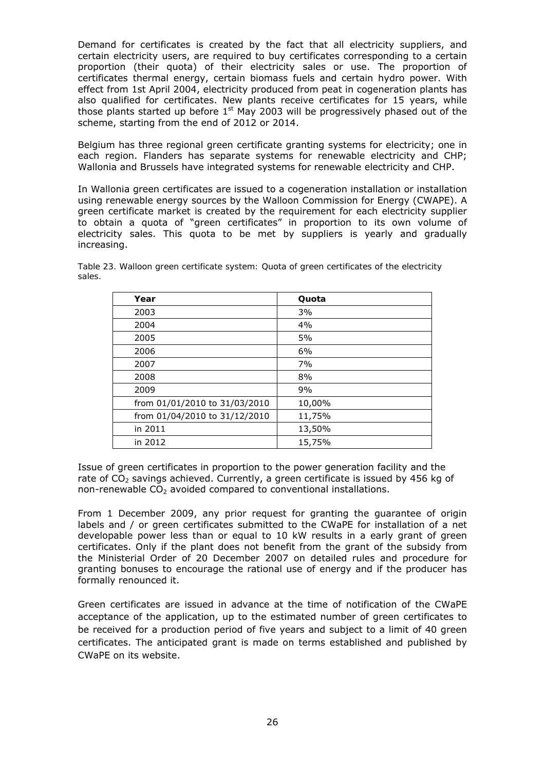Demand for certificates is created by the fact that all electricity suppliers, and certain electricity users, are required to buy certificates corresponding to a certain proportion (their quota) of their electricity sales or use. The proportion of certificates thermal energy, certain biomass fuels and certain hydro power. With effect from 1st April 2004, electricity produced from peat in cogeneration plants has also qualified for certificates. New plants receive certificates for 15 years, while those plants started up before 1st May 2003 will be progressively phased out of the scheme, starting from the end of 2012 or 2014.

Belgium has three regional green certificate granting systems for electricity; one in each region. Flanders has separate systems for renewable electricity and CHP; Wallonia and Brussels have integrated systems for renewable electricity and CHP.

In Wallonia green certificates are issued to a cogeneration installation or installation using renewable energy sources by the Walloon Commission for Energy (CWAPE). A green certificate market is created by the requirement for each electricity supplier to obtain a quota of "green certificates" in proportion to its own volume of electricity sales. This quota to be met by suppliers is yearly and gradually increasing.

Table 23. Walloon green certificate system: Quota of green certificates of the electricity sales.

| Year | Quota |
|---|---|
| 2003 | 3% |
| 2004 | 4% |
| 2005 | 5% |
| 2006 | 6% |
| 2007 | 7% |
| 2008 | 8% |
| 2009 | 9% |
| from 01/01/2010 to 31/03/2010 | 10,00% |
| from 01/04/2010 to 31/12/2010 | 11,75% |
| in 2011 | 13,50% |
| in 2012 | 15,75% |

Issue of green certificates in proportion to the power generation facility and the rate of $CO_2$ savings achieved. Currently, a green certificate is issued by 456 kg of non-renewable $CO_2$ avoided compared to conventional installations.

From 1 December 2009, any prior request for granting the guarantee of origin labels and / or green certificates submitted to the CWaPE for installation of a net developable power less than or equal to 10 kW results in a early grant of green certificates. Only if the plant does not benefit from the grant of the subsidy from the Ministerial Order of 20 December 2007 on detailed rules and procedure for granting bonuses to encourage the rational use of energy and if the producer has formally renounced it.

Green certificates are issued in advance at the time of notification of the CWaPE acceptance of the application, up to the estimated number of green certificates to be received for a production period of five years and subject to a limit of 40 green certificates. The anticipated grant is made on terms established and published by CWaPE on its website.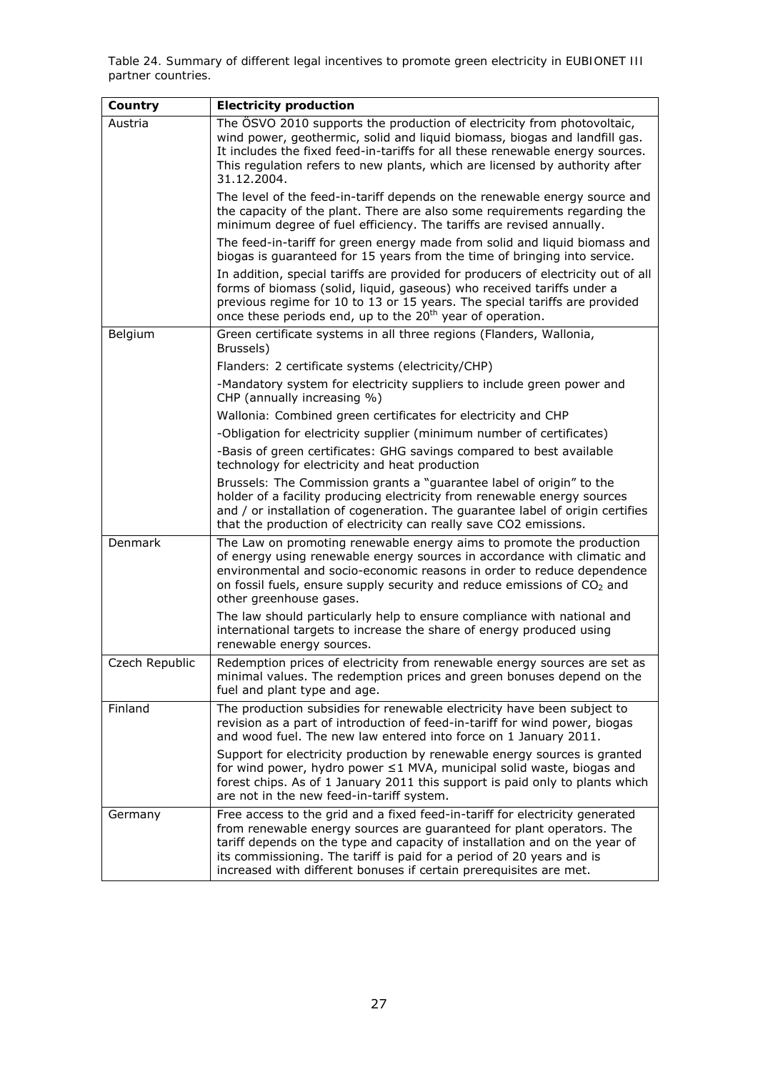Table 24. Summary of different legal incentives to promote green electricity in EUBIONET III partner countries.

| Country | Electricity production |
| --- | --- |
| Austria | The ÖSVO 2010 supports the production of electricity from photovoltaic, wind power, geothermic, solid and liquid biomass, biogas and landfill gas. It includes the fixed feed-in-tariffs for all these renewable energy sources. This regulation refers to new plants, which are licensed by authority after 31.12.2004. |
| | The level of the feed-in-tariff depends on the renewable energy source and the capacity of the plant. There are also some requirements regarding the minimum degree of fuel efficiency. The tariffs are revised annually. |
| | The feed-in-tariff for green energy made from solid and liquid biomass and biogas is guaranteed for 15 years from the time of bringing into service. |
| | In addition, special tariffs are provided for producers of electricity out of all forms of biomass (solid, liquid, gaseous) who received tariffs under a previous regime for 10 to 13 or 15 years. The special tariffs are provided once these periods end, up to the 20th year of operation. |
| Belgium | Green certificate systems in all three regions (Flanders, Wallonia, Brussels) |
| | Flanders: 2 certificate systems (electricity/CHP) |
| | -Mandatory system for electricity suppliers to include green power and CHP (annually increasing %) |
| | Wallonia: Combined green certificates for electricity and CHP |
| | -Obligation for electricity supplier (minimum number of certificates) |
| | -Basis of green certificates: GHG savings compared to best available technology for electricity and heat production |
| | Brussels: The Commission grants a "guarantee label of origin" to the holder of a facility producing electricity from renewable energy sources and / or installation of cogeneration. The guarantee label of origin certifies that the production of electricity can really save CO2 emissions. |
| Denmark | The Law on promoting renewable energy aims to promote the production of energy using renewable energy sources in accordance with climatic and environmental and socio-economic reasons in order to reduce dependence on fossil fuels, ensure supply security and reduce emissions of $CO_2$ and other greenhouse gases. |
| | The law should particularly help to ensure compliance with national and international targets to increase the share of energy produced using renewable energy sources. |
| Czech Republic | Redemption prices of electricity from renewable energy sources are set as minimal values. The redemption prices and green bonuses depend on the fuel and plant type and age. |
| Finland | The production subsidies for renewable electricity have been subject to revision as a part of introduction of feed-in-tariff for wind power, biogas and wood fuel. The new law entered into force on 1 January 2011. |
| | Support for electricity production by renewable energy sources is granted for wind power, hydro power ≤1 MVA, municipal solid waste, biogas and forest chips. As of 1 January 2011 this support is paid only to plants which are not in the new feed-in-tariff system. |
| Germany | Free access to the grid and a fixed feed-in-tariff for electricity generated from renewable energy sources are guaranteed for plant operators. The tariff depends on the type and capacity of installation and on the year of its commissioning. The tariff is paid for a period of 20 years and is increased with different bonuses if certain prerequisites are met. |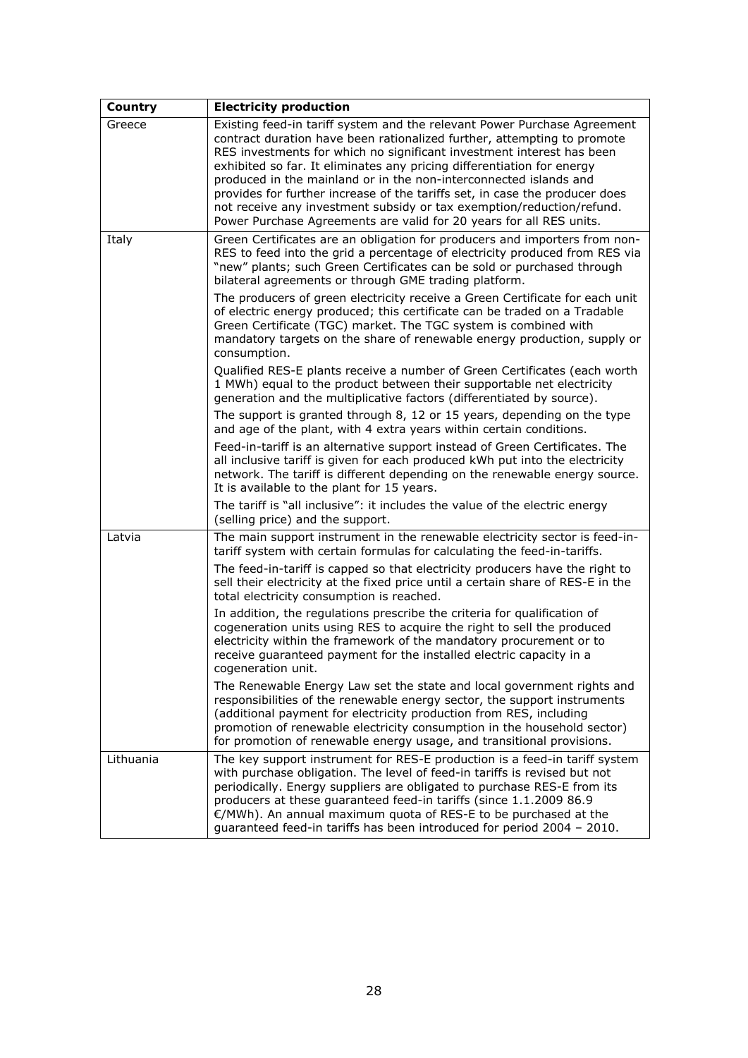| Country | Electricity production |
|---|---|
| Greece | Existing feed-in tariff system and the relevant Power Purchase Agreement contract duration have been rationalized further, attempting to promote RES investments for which no significant investment interest has been exhibited so far. It eliminates any pricing differentiation for energy produced in the mainland or in the non-interconnected islands and provides for further increase of the tariffs set, in case the producer does not receive any investment subsidy or tax exemption/reduction/refund. Power Purchase Agreements are valid for 20 years for all RES units. |
| Italy | Green Certificates are an obligation for producers and importers from non-RES to feed into the grid a percentage of electricity produced from RES via "new" plants; such Green Certificates can be sold or purchased through bilateral agreements or through GME trading platform.<br><br>The producers of green electricity receive a Green Certificate for each unit of electric energy produced; this certificate can be traded on a Tradable Green Certificate (TGC) market. The TGC system is combined with mandatory targets on the share of renewable energy production, supply or consumption.<br><br>Qualified RES-E plants receive a number of Green Certificates (each worth 1 MWh) equal to the product between their supportable net electricity generation and the multiplicative factors (differentiated by source).<br><br>The support is granted through 8, 12 or 15 years, depending on the type and age of the plant, with 4 extra years within certain conditions.<br><br>Feed-in-tariff is an alternative support instead of Green Certificates. The all inclusive tariff is given for each produced kWh put into the electricity network. The tariff is different depending on the renewable energy source. It is available to the plant for 15 years.<br><br>The tariff is "all inclusive": it includes the value of the electric energy (selling price) and the support. |
| Latvia | The main support instrument in the renewable electricity sector is feed-in-tariff system with certain formulas for calculating the feed-in-tariffs.<br><br>The feed-in-tariff is capped so that electricity producers have the right to sell their electricity at the fixed price until a certain share of RES-E in the total electricity consumption is reached.<br><br>In addition, the regulations prescribe the criteria for qualification of cogeneration units using RES to acquire the right to sell the produced electricity within the framework of the mandatory procurement or to receive guaranteed payment for the installed electric capacity in a cogeneration unit.<br><br>The Renewable Energy Law set the state and local government rights and responsibilities of the renewable energy sector, the support instruments (additional payment for electricity production from RES, including promotion of renewable electricity consumption in the household sector) for promotion of renewable energy usage, and transitional provisions. |
| Lithuania | The key support instrument for RES-E production is a feed-in tariff system with purchase obligation. The level of feed-in tariffs is revised but not periodically. Energy suppliers are obligated to purchase RES-E from its producers at these guaranteed feed-in tariffs (since 1.1.2009 86.9 €/MWh). An annual maximum quota of RES-E to be purchased at the guaranteed feed-in tariffs has been introduced for period 2004 – 2010. |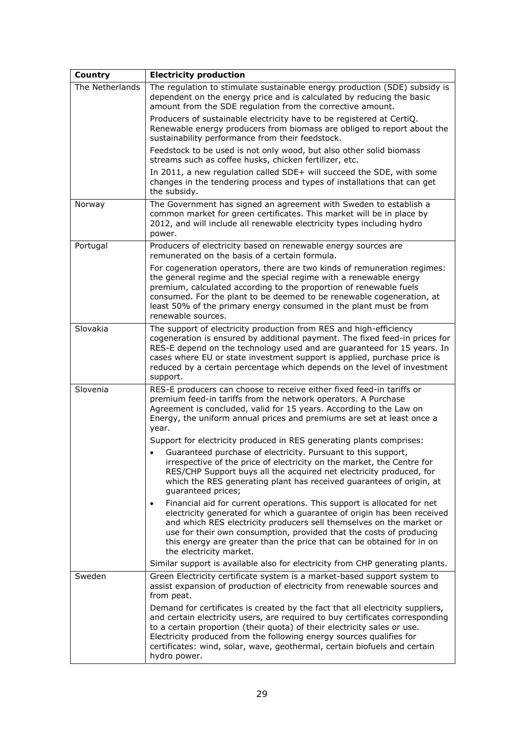| Country | Electricity production |
| --- | --- |
| The Netherlands | The regulation to stimulate sustainable energy production (SDE) subsidy is dependent on the energy price and is calculated by reducing the basic amount from the SDE regulation from the corrective amount.<br><br>Producers of sustainable electricity have to be registered at CertiQ. Renewable energy producers from biomass are obliged to report about the sustainability performance from their feedstock.<br><br>Feedstock to be used is not only wood, but also other solid biomass streams such as coffee husks, chicken fertilizer, etc.<br><br>In 2011, a new regulation called SDE+ will succeed the SDE, with some changes in the tendering process and types of installations that can get the subsidy. |
| Norway | The Government has signed an agreement with Sweden to establish a common market for green certificates. This market will be in place by 2012, and will include all renewable electricity types including hydro power. |
| Portugal | Producers of electricity based on renewable energy sources are remunerated on the basis of a certain formula.<br><br>For cogeneration operators, there are two kinds of remuneration regimes: the general regime and the special regime with a renewable energy premium, calculated according to the proportion of renewable fuels consumed. For the plant to be deemed to be renewable cogeneration, at least 50% of the primary energy consumed in the plant must be from renewable sources. |
| Slovakia | The support of electricity production from RES and high-efficiency cogeneration is ensured by additional payment. The fixed feed-in prices for RES-E depend on the technology used and are guaranteed for 15 years. In cases where EU or state investment support is applied, purchase price is reduced by a certain percentage which depends on the level of investment support. |
| Slovenia | RES-E producers can choose to receive either fixed feed-in tariffs or premium feed-in tariffs from the network operators. A Purchase Agreement is concluded, valid for 15 years. According to the Law on Energy, the uniform annual prices and premiums are set at least once a year.<br><br>Support for electricity produced in RES generating plants comprises:<br><br>• Guaranteed purchase of electricity. Pursuant to this support, irrespective of the price of electricity on the market, the Centre for RES/CHP Support buys all the acquired net electricity produced, for which the RES generating plant has received guarantees of origin, at guaranteed prices;<br><br>• Financial aid for current operations. This support is allocated for net electricity generated for which a guarantee of origin has been received and which RES electricity producers sell themselves on the market or use for their own consumption, provided that the costs of producing this energy are greater than the price that can be obtained for in on the electricity market.<br><br>Similar support is available also for electricity from CHP generating plants. |
| Sweden | Green Electricity certificate system is a market-based support system to assist expansion of production of electricity from renewable sources and from peat.<br><br>Demand for certificates is created by the fact that all electricity suppliers, and certain electricity users, are required to buy certificates corresponding to a certain proportion (their quota) of their electricity sales or use. Electricity produced from the following energy sources qualifies for certificates: wind, solar, wave, geothermal, certain biofuels and certain hydro power. |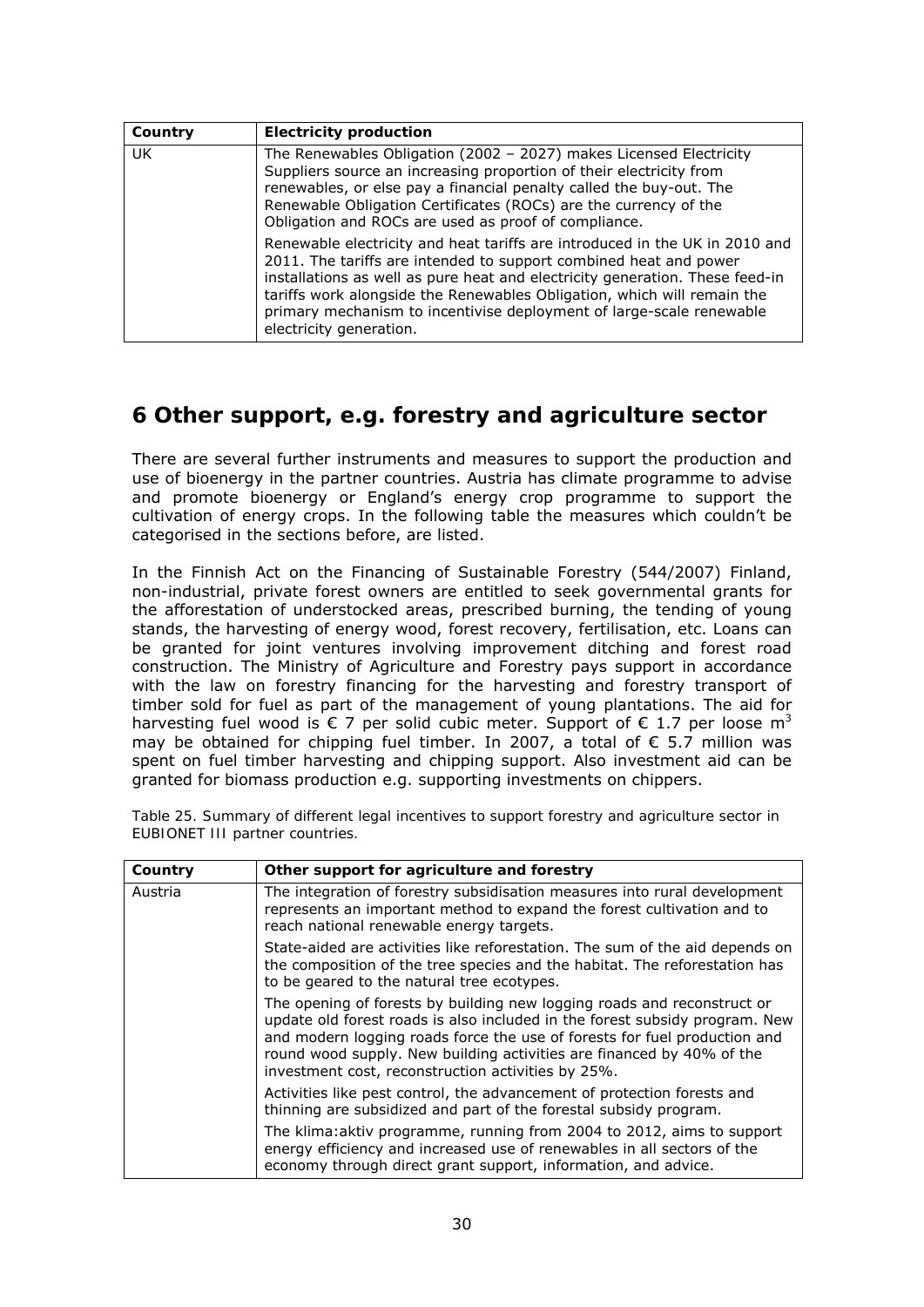| Country | Electricity production |
| --- | --- |
| UK | The Renewables Obligation (2002 – 2027) makes Licensed Electricity Suppliers source an increasing proportion of their electricity from renewables, or else pay a financial penalty called the buy-out. The Renewable Obligation Certificates (ROCs) are the currency of the Obligation and ROCs are used as proof of compliance.<br><br>Renewable electricity and heat tariffs are introduced in the UK in 2010 and 2011. The tariffs are intended to support combined heat and power installations as well as pure heat and electricity generation. These feed-in tariffs work alongside the Renewables Obligation, which will remain the primary mechanism to incentivise deployment of large-scale renewable electricity generation. |

## 6 Other support, e.g. forestry and agriculture sector

There are several further instruments and measures to support the production and use of bioenergy in the partner countries. Austria has climate programme to advise and promote bioenergy or England's energy crop programme to support the cultivation of energy crops. In the following table the measures which couldn't be categorised in the sections before, are listed.

In the Finnish Act on the Financing of Sustainable Forestry (544/2007) Finland, non-industrial, private forest owners are entitled to seek governmental grants for the afforestation of understocked areas, prescribed burning, the tending of young stands, the harvesting of energy wood, forest recovery, fertilisation, etc. Loans can be granted for joint ventures involving improvement ditching and forest road construction. The Ministry of Agriculture and Forestry pays support in accordance with the law on forestry financing for the harvesting and forestry transport of timber sold for fuel as part of the management of young plantations. The aid for harvesting fuel wood is € 7 per solid cubic meter. Support of € 1.7 per loose $m^3$ may be obtained for chipping fuel timber. In 2007, a total of € 5.7 million was spent on fuel timber harvesting and chipping support. Also investment aid can be granted for biomass production e.g. supporting investments on chippers.

*Table 25. Summary of different legal incentives to support forestry and agriculture sector in EUBIONET III partner countries.*

| Country | Other support for agriculture and forestry |
| --- | --- |
| Austria | The integration of forestry subsidisation measures into rural development represents an important method to expand the forest cultivation and to reach national renewable energy targets.<br><br>State-aided are activities like reforestation. The sum of the aid depends on the composition of the tree species and the habitat. The reforestation has to be geared to the natural tree ecotypes.<br><br>The opening of forests by building new logging roads and reconstruct or update old forest roads is also included in the forest subsidy program. New and modern logging roads force the use of forests for fuel production and round wood supply. New building activities are financed by 40% of the investment cost, reconstruction activities by 25%.<br><br>Activities like pest control, the advancement of protection forests and thinning are subsidized and part of the forestal subsidy program.<br><br>The klima:aktiv programme, running from 2004 to 2012, aims to support energy efficiency and increased use of renewables in all sectors of the economy through direct grant support, information, and advice. |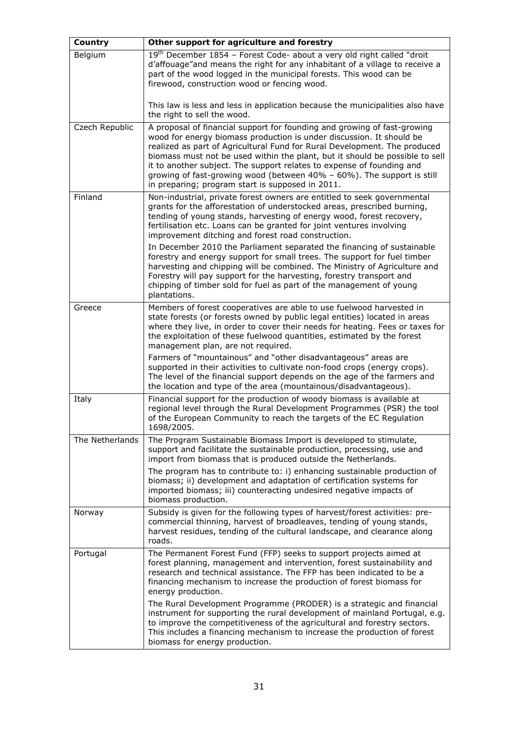| Country | Other support for agriculture and forestry |
|---|---|
| Belgium | 19th December 1854 – Forest Code- about a very old right called "droit d'affouage"and means the right for any inhabitant of a village to receive a part of the wood logged in the municipal forests. This wood can be firewood, construction wood or fencing wood.<br><br>This law is less and less in application because the municipalities also have the right to sell the wood. |
| Czech Republic | A proposal of financial support for founding and growing of fast-growing wood for energy biomass production is under discussion. It should be realized as part of Agricultural Fund for Rural Development. The produced biomass must not be used within the plant, but it should be possible to sell it to another subject. The support relates to expense of founding and growing of fast-growing wood (between 40% – 60%). The support is still in preparing; program start is supposed in 2011. |
| Finland | Non-industrial, private forest owners are entitled to seek governmental grants for the afforestation of understocked areas, prescribed burning, tending of young stands, harvesting of energy wood, forest recovery, fertilisation etc. Loans can be granted for joint ventures involving improvement ditching and forest road construction.<br><br>In December 2010 the Parliament separated the financing of sustainable forestry and energy support for small trees. The support for fuel timber harvesting and chipping will be combined. The Ministry of Agriculture and Forestry will pay support for the harvesting, forestry transport and chipping of timber sold for fuel as part of the management of young plantations. |
| Greece | Members of forest cooperatives are able to use fuelwood harvested in state forests (or forests owned by public legal entities) located in areas where they live, in order to cover their needs for heating. Fees or taxes for the exploitation of these fuelwood quantities, estimated by the forest management plan, are not required.<br><br>Farmers of "mountainous" and "other disadvantageous" areas are supported in their activities to cultivate non-food crops (energy crops). The level of the financial support depends on the age of the farmers and the location and type of the area (mountainous/disadvantageous). |
| Italy | Financial support for the production of woody biomass is available at regional level through the Rural Development Programmes (PSR) the tool of the European Community to reach the targets of the EC Regulation 1698/2005. |
| The Netherlands | The Program Sustainable Biomass Import is developed to stimulate, support and facilitate the sustainable production, processing, use and import from biomass that is produced outside the Netherlands.<br><br>The program has to contribute to: i) enhancing sustainable production of biomass; ii) development and adaptation of certification systems for imported biomass; iii) counteracting undesired negative impacts of biomass production. |
| Norway | Subsidy is given for the following types of harvest/forest activities: pre-commercial thinning, harvest of broadleaves, tending of young stands, harvest residues, tending of the cultural landscape, and clearance along roads. |
| Portugal | The Permanent Forest Fund (FFP) seeks to support projects aimed at forest planning, management and intervention, forest sustainability and research and technical assistance. The FFP has been indicated to be a financing mechanism to increase the production of forest biomass for energy production.<br><br>The Rural Development Programme (PRODER) is a strategic and financial instrument for supporting the rural development of mainland Portugal, e.g. to improve the competitiveness of the agricultural and forestry sectors. This includes a financing mechanism to increase the production of forest biomass for energy production. |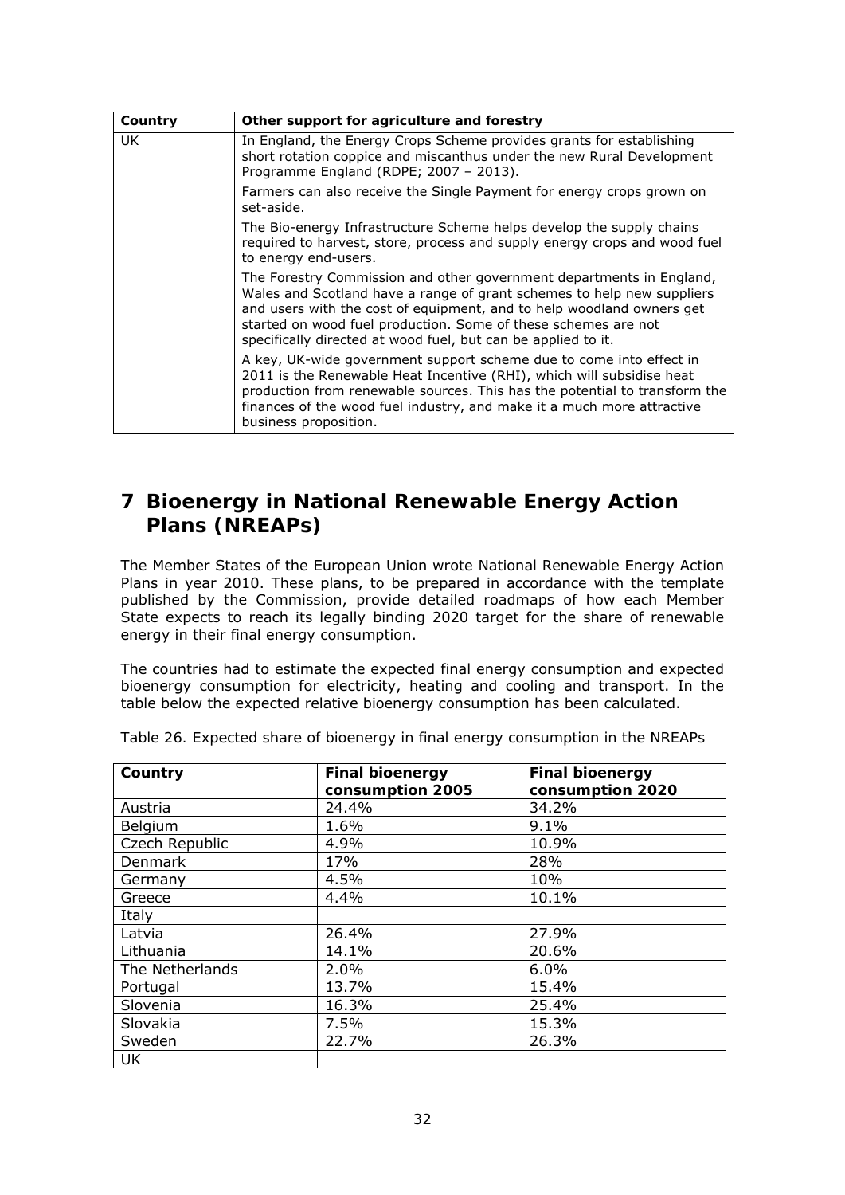| Country | Other support for agriculture and forestry |
| --- | --- |
| UK | In England, the Energy Crops Scheme provides grants for establishing short rotation coppice and miscanthus under the new Rural Development Programme England (RDPE; 2007 – 2013).<br><br>Farmers can also receive the Single Payment for energy crops grown on set-aside.<br><br>The Bio-energy Infrastructure Scheme helps develop the supply chains required to harvest, store, process and supply energy crops and wood fuel to energy end-users.<br><br>The Forestry Commission and other government departments in England, Wales and Scotland have a range of grant schemes to help new suppliers and users with the cost of equipment, and to help woodland owners get started on wood fuel production. Some of these schemes are not specifically directed at wood fuel, but can be applied to it.<br><br>A key, UK-wide government support scheme due to come into effect in 2011 is the Renewable Heat Incentive (RHI), which will subsidise heat production from renewable sources. This has the potential to transform the finances of the wood fuel industry, and make it a much more attractive business proposition. |

# 7 Bioenergy in National Renewable Energy Action Plans (NREAPs)

The Member States of the European Union wrote National Renewable Energy Action Plans in year 2010. These plans, to be prepared in accordance with the template published by the Commission, provide detailed roadmaps of how each Member State expects to reach its legally binding 2020 target for the share of renewable energy in their final energy consumption.

The countries had to estimate the expected final energy consumption and expected bioenergy consumption for electricity, heating and cooling and transport. In the table below the expected relative bioenergy consumption has been calculated.

Table 26. Expected share of bioenergy in final energy consumption in the NREAPs

| Country | Final bioenergy consumption 2005 | Final bioenergy consumption 2020 |
| --- | --- | --- |
| Austria | 24.4% | 34.2% |
| Belgium | 1.6% | 9.1% |
| Czech Republic | 4.9% | 10.9% |
| Denmark | 17% | 28% |
| Germany | 4.5% | 10% |
| Greece | 4.4% | 10.1% |
| Italy | | |
| Latvia | 26.4% | 27.9% |
| Lithuania | 14.1% | 20.6% |
| The Netherlands | 2.0% | 6.0% |
| Portugal | 13.7% | 15.4% |
| Slovenia | 16.3% | 25.4% |
| Slovakia | 7.5% | 15.3% |
| Sweden | 22.7% | 26.3% |
| UK | | |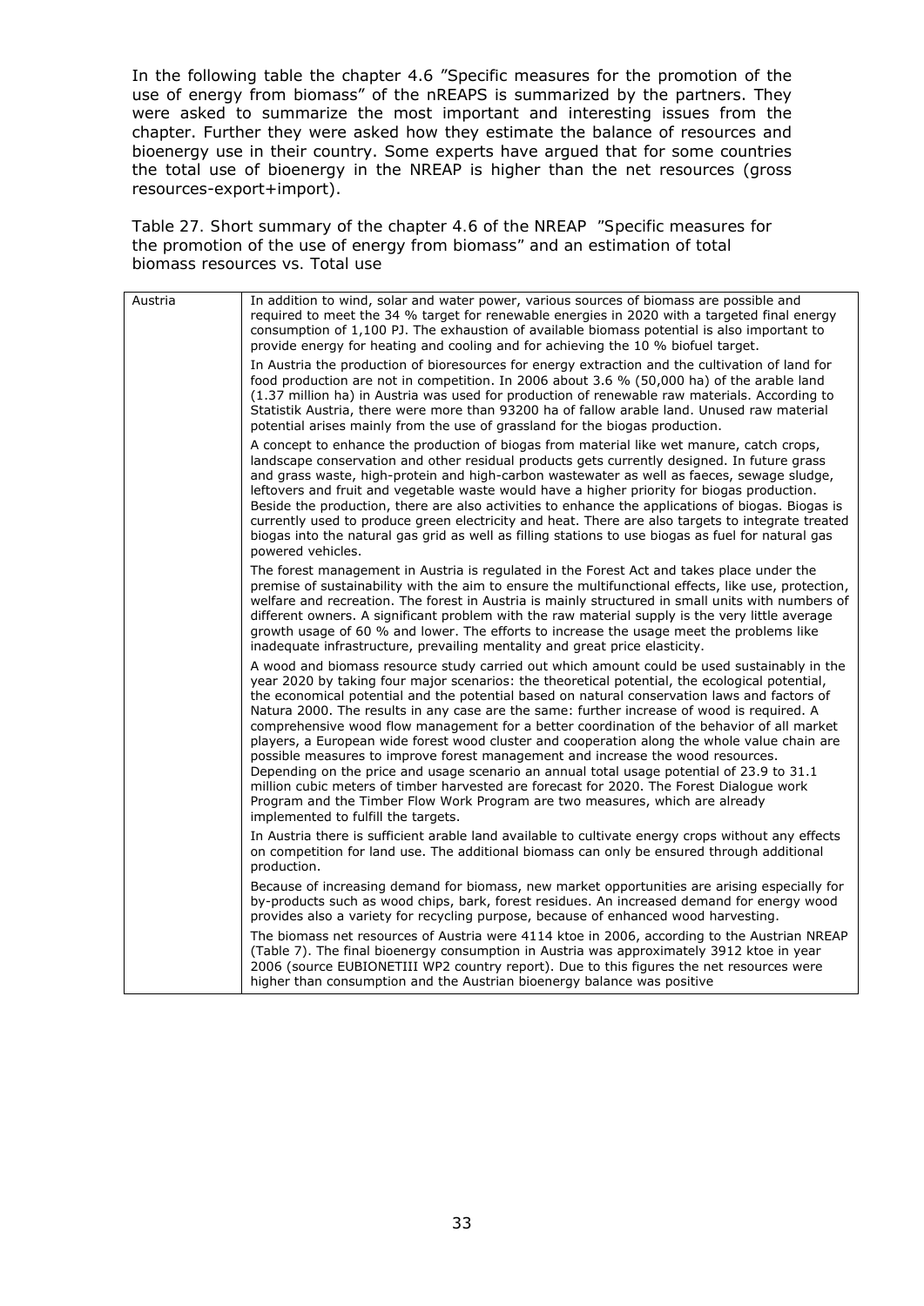In the following table the chapter 4.6 "Specific measures for the promotion of the use of energy from biomass" of the nREAPS is summarized by the partners. They were asked to summarize the most important and interesting issues from the chapter. Further they were asked how they estimate the balance of resources and bioenergy use in their country. Some experts have argued that for some countries the total use of bioenergy in the NREAP is higher than the net resources (gross resources-export+import).

Table 27. Short summary of the chapter 4.6 of the NREAP "Specific measures for the promotion of the use of energy from biomass" and an estimation of total biomass resources vs. Total use

| | |
|---|---|
| Austria | In addition to wind, solar and water power, various sources of biomass are possible and required to meet the 34 % target for renewable energies in 2020 with a targeted final energy consumption of 1,100 PJ. The exhaustion of available biomass potential is also important to provide energy for heating and cooling and for achieving the 10 % biofuel target.<br><br>In Austria the production of bioresources for energy extraction and the cultivation of land for food production are not in competition. In 2006 about 3.6 % (50,000 ha) of the arable land (1.37 million ha) in Austria was used for production of renewable raw materials. According to Statistik Austria, there were more than 93200 ha of fallow arable land. Unused raw material potential arises mainly from the use of grassland for the biogas production.<br><br>A concept to enhance the production of biogas from material like wet manure, catch crops, landscape conservation and other residual products gets currently designed. In future grass and grass waste, high-protein and high-carbon wastewater as well as faeces, sewage sludge, leftovers and fruit and vegetable waste would have a higher priority for biogas production. Beside the production, there are also activities to enhance the applications of biogas. Biogas is currently used to produce green electricity and heat. There are also targets to integrate treated biogas into the natural gas grid as well as filling stations to use biogas as fuel for natural gas powered vehicles.<br><br>The forest management in Austria is regulated in the Forest Act and takes place under the premise of sustainability with the aim to ensure the multifunctional effects, like use, protection, welfare and recreation. The forest in Austria is mainly structured in small units with numbers of different owners. A significant problem with the raw material supply is the very little average growth usage of 60 % and lower. The efforts to increase the usage meet the problems like inadequate infrastructure, prevailing mentality and great price elasticity.<br><br>A wood and biomass resource study carried out which amount could be used sustainably in the year 2020 by taking four major scenarios: the theoretical potential, the ecological potential, the economical potential and the potential based on natural conservation laws and factors of Natura 2000. The results in any case are the same: further increase of wood is required. A comprehensive wood flow management for a better coordination of the behavior of all market players, a European wide forest wood cluster and cooperation along the whole value chain are possible measures to improve forest management and increase the wood resources. Depending on the price and usage scenario an annual total usage potential of 23.9 to 31.1 million cubic meters of timber harvested are forecast for 2020. The Forest Dialogue work Program and the Timber Flow Work Program are two measures, which are already implemented to fulfill the targets.<br><br>In Austria there is sufficient arable land available to cultivate energy crops without any effects on competition for land use. The additional biomass can only be ensured through additional production.<br><br>Because of increasing demand for biomass, new market opportunities are arising especially for by-products such as wood chips, bark, forest residues. An increased demand for energy wood provides also a variety for recycling purpose, because of enhanced wood harvesting.<br><br>The biomass net resources of Austria were 4114 ktoe in 2006, according to the Austrian NREAP (Table 7). The final bioenergy consumption in Austria was approximately 3912 ktoe in year 2006 (source EUBIONETIII WP2 country report). Due to this figures the net resources were higher than consumption and the Austrian bioenergy balance was positive |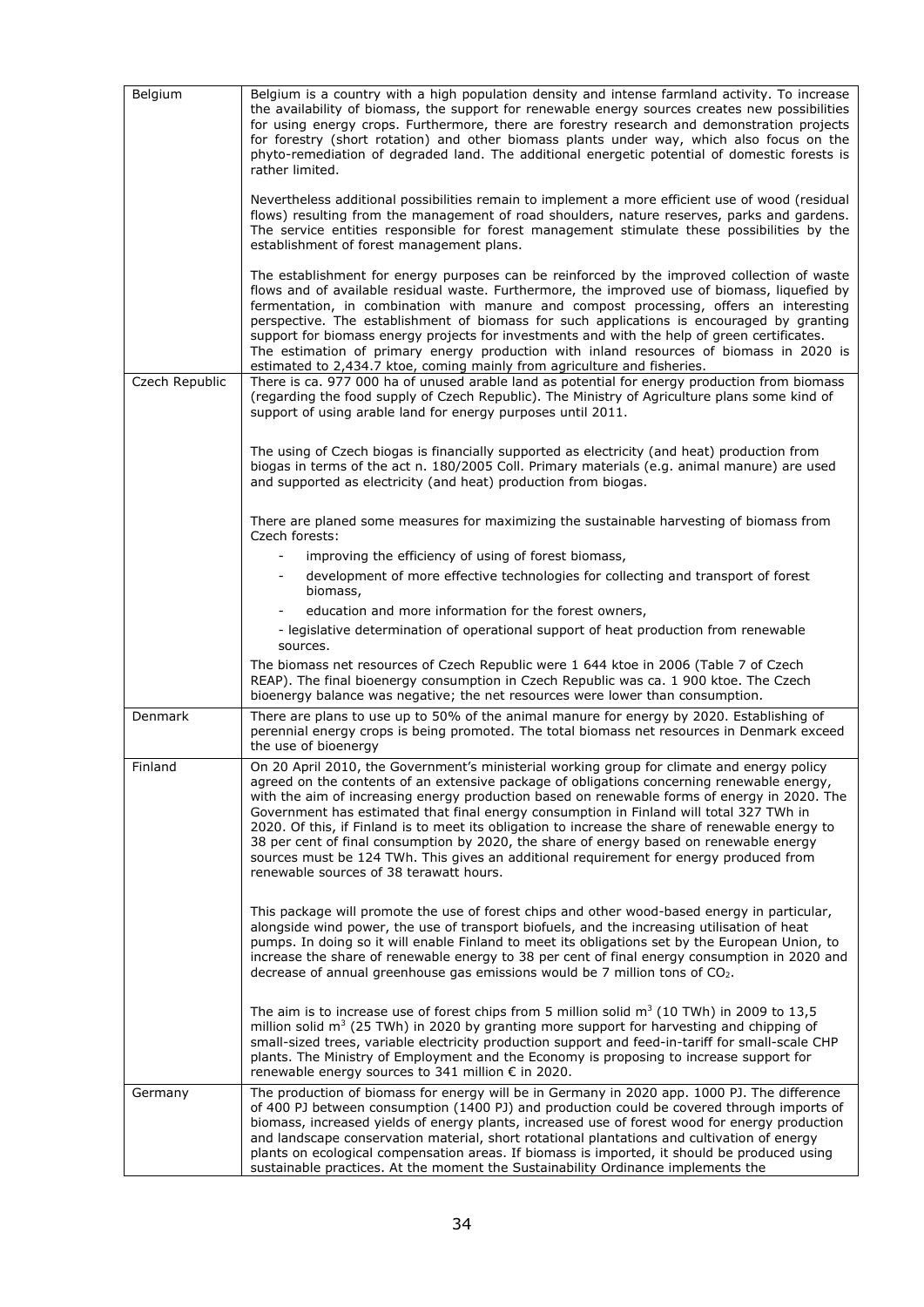| | |
|---|---|
| Belgium | Belgium is a country with a high population density and intense farmland activity. To increase the availability of biomass, the support for renewable energy sources creates new possibilities for using energy crops. Furthermore, there are forestry research and demonstration projects for forestry (short rotation) and other biomass plants under way, which also focus on the phyto-remediation of degraded land. The additional energetic potential of domestic forests is rather limited.<br><br>Nevertheless additional possibilities remain to implement a more efficient use of wood (residual flows) resulting from the management of road shoulders, nature reserves, parks and gardens. The service entities responsible for forest management stimulate these possibilities by the establishment of forest management plans.<br><br>The establishment for energy purposes can be reinforced by the improved collection of waste flows and of available residual waste. Furthermore, the improved use of biomass, liquefied by fermentation, in combination with manure and compost processing, offers an interesting perspective. The establishment of biomass for such applications is encouraged by granting support for biomass energy projects for investments and with the help of green certificates. The estimation of primary energy production with inland resources of biomass in 2020 is estimated to 2,434.7 ktoe, coming mainly from agriculture and fisheries. |
| Czech Republic | There is ca. 977 000 ha of unused arable land as potential for energy production from biomass (regarding the food supply of Czech Republic). The Ministry of Agriculture plans some kind of support of using arable land for energy purposes until 2011.<br><br>The using of Czech biogas is financially supported as electricity (and heat) production from biogas in terms of the act n. 180/2005 Coll. Primary materials (e.g. animal manure) are used and supported as electricity (and heat) production from biogas.<br><br>There are planed some measures for maximizing the sustainable harvesting of biomass from Czech forests:<br>- improving the efficiency of using of forest biomass,<br>- development of more effective technologies for collecting and transport of forest biomass,<br>- education and more information for the forest owners,<br>- legislative determination of operational support of heat production from renewable sources.<br><br>The biomass net resources of Czech Republic were 1 644 ktoe in 2006 (Table 7 of Czech REAP). The final bioenergy consumption in Czech Republic was ca. 1 900 ktoe. The Czech bioenergy balance was negative; the net resources were lower than consumption. |
| Denmark | There are plans to use up to 50% of the animal manure for energy by 2020. Establishing of perennial energy crops is being promoted. The total biomass net resources in Denmark exceed the use of bioenergy |
| Finland | On 20 April 2010, the Government's ministerial working group for climate and energy policy agreed on the contents of an extensive package of obligations concerning renewable energy, with the aim of increasing energy production based on renewable forms of energy in 2020. The Government has estimated that final energy consumption in Finland will total 327 TWh in 2020. Of this, if Finland is to meet its obligation to increase the share of renewable energy to 38 per cent of final consumption by 2020, the share of energy based on renewable energy sources must be 124 TWh. This gives an additional requirement for energy produced from renewable sources of 38 terawatt hours.<br><br>This package will promote the use of forest chips and other wood-based energy in particular, alongside wind power, the use of transport biofuels, and the increasing utilisation of heat pumps. In doing so it will enable Finland to meet its obligations set by the European Union, to increase the share of renewable energy to 38 per cent of final energy consumption in 2020 and decrease of annual greenhouse gas emissions would be 7 million tons of $CO_2$.<br><br>The aim is to increase use of forest chips from 5 million solid $m^3$ (10 TWh) in 2009 to 13,5 million solid $m^3$ (25 TWh) in 2020 by granting more support for harvesting and chipping of small-sized trees, variable electricity production support and feed-in-tariff for small-scale CHP plants. The Ministry of Employment and the Economy is proposing to increase support for renewable energy sources to 341 million € in 2020. |
| Germany | The production of biomass for energy will be in Germany in 2020 app. 1000 PJ. The difference of 400 PJ between consumption (1400 PJ) and production could be covered through imports of biomass, increased yields of energy plants, increased use of forest wood for energy production and landscape conservation material, short rotational plantations and cultivation of energy plants on ecological compensation areas. If biomass is imported, it should be produced using sustainable practices. At the moment the Sustainability Ordinance implements the |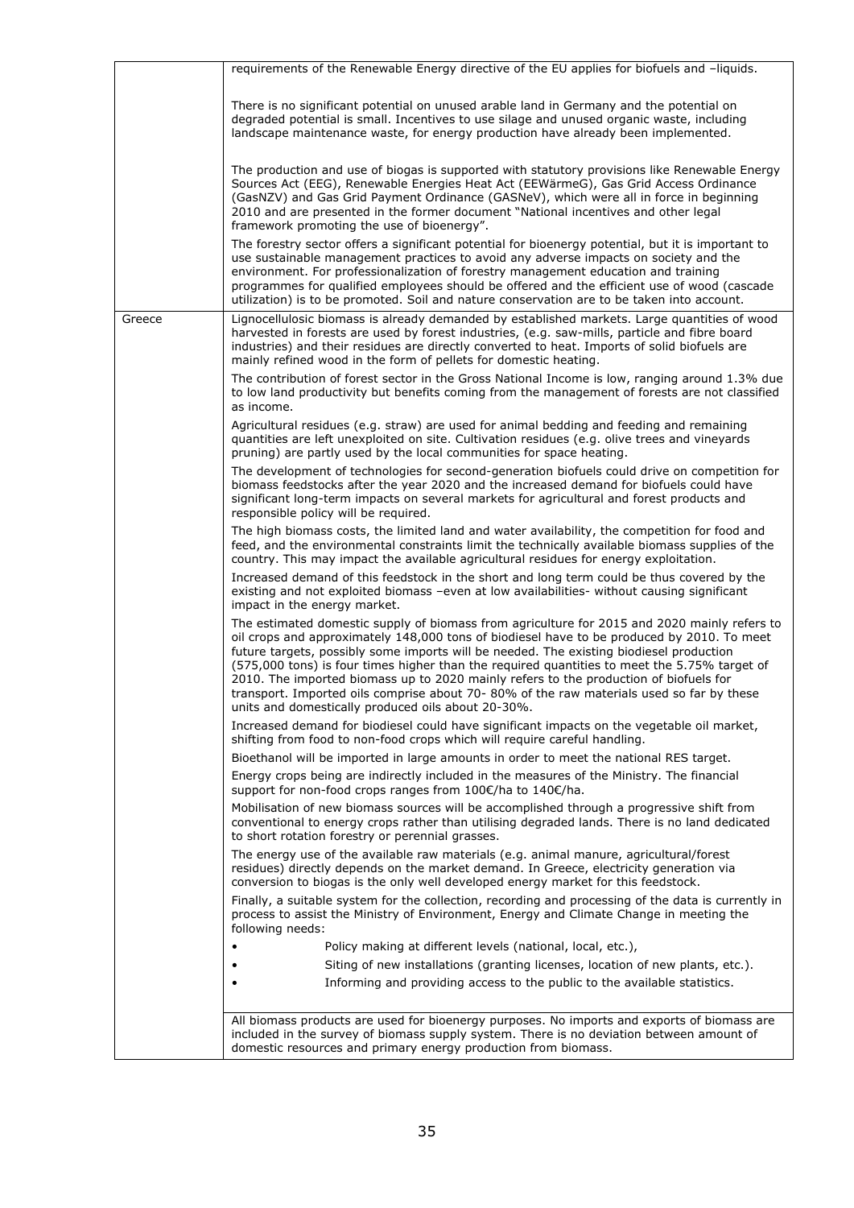| | |
|---|---|
| | requirements of the Renewable Energy directive of the EU applies for biofuels and –liquids.<br><br>There is no significant potential on unused arable land in Germany and the potential on degraded potential is small. Incentives to use silage and unused organic waste, including landscape maintenance waste, for energy production have already been implemented.<br><br>The production and use of biogas is supported with statutory provisions like Renewable Energy Sources Act (EEG), Renewable Energies Heat Act (EEWärmeG), Gas Grid Access Ordinance (GasNZV) and Gas Grid Payment Ordinance (GASNeV), which were all in force in beginning 2010 and are presented in the former document "National incentives and other legal framework promoting the use of bioenergy".<br><br>The forestry sector offers a significant potential for bioenergy potential, but it is important to use sustainable management practices to avoid any adverse impacts on society and the environment. For professionalization of forestry management education and training programmes for qualified employees should be offered and the efficient use of wood (cascade utilization) is to be promoted. Soil and nature conservation are to be taken into account. |
| Greece | Lignocellulosic biomass is already demanded by established markets. Large quantities of wood harvested in forests are used by forest industries, (e.g. saw-mills, particle and fibre board industries) and their residues are directly converted to heat. Imports of solid biofuels are mainly refined wood in the form of pellets for domestic heating.<br><br>The contribution of forest sector in the Gross National Income is low, ranging around 1.3% due to low land productivity but benefits coming from the management of forests are not classified as income.<br><br>Agricultural residues (e.g. straw) are used for animal bedding and feeding and remaining quantities are left unexploited on site. Cultivation residues (e.g. olive trees and vineyards pruning) are partly used by the local communities for space heating.<br><br>The development of technologies for second-generation biofuels could drive on competition for biomass feedstocks after the year 2020 and the increased demand for biofuels could have significant long-term impacts on several markets for agricultural and forest products and responsible policy will be required.<br><br>The high biomass costs, the limited land and water availability, the competition for food and feed, and the environmental constraints limit the technically available biomass supplies of the country. This may impact the available agricultural residues for energy exploitation.<br><br>Increased demand of this feedstock in the short and long term could be thus covered by the existing and not exploited biomass –even at low availabilities- without causing significant impact in the energy market.<br><br>The estimated domestic supply of biomass from agriculture for 2015 and 2020 mainly refers to oil crops and approximately 148,000 tons of biodiesel have to be produced by 2010. To meet future targets, possibly some imports will be needed. The existing biodiesel production (575,000 tons) is four times higher than the required quantities to meet the 5.75% target of 2010. The imported biomass up to 2020 mainly refers to the production of biofuels for transport. Imported oils comprise about 70- 80% of the raw materials used so far by these units and domestically produced oils about 20-30%.<br><br>Increased demand for biodiesel could have significant impacts on the vegetable oil market, shifting from food to non-food crops which will require careful handling.<br><br>Bioethanol will be imported in large amounts in order to meet the national RES target.<br><br>Energy crops being are indirectly included in the measures of the Ministry. The financial support for non-food crops ranges from 100€/ha to 140€/ha.<br><br>Mobilisation of new biomass sources will be accomplished through a progressive shift from conventional to energy crops rather than utilising degraded lands. There is no land dedicated to short rotation forestry or perennial grasses.<br><br>The energy use of the available raw materials (e.g. animal manure, agricultural/forest residues) directly depends on the market demand. In Greece, electricity generation via conversion to biogas is the only well developed energy market for this feedstock.<br><br>Finally, a suitable system for the collection, recording and processing of the data is currently in process to assist the Ministry of Environment, Energy and Climate Change in meeting the following needs:<br>• Policy making at different levels (national, local, etc.),<br>• Siting of new installations (granting licenses, location of new plants, etc.).<br>• Informing and providing access to the public to the available statistics. |
| | All biomass products are used for bioenergy purposes. No imports and exports of biomass are included in the survey of biomass supply system. There is no deviation between amount of domestic resources and primary energy production from biomass. |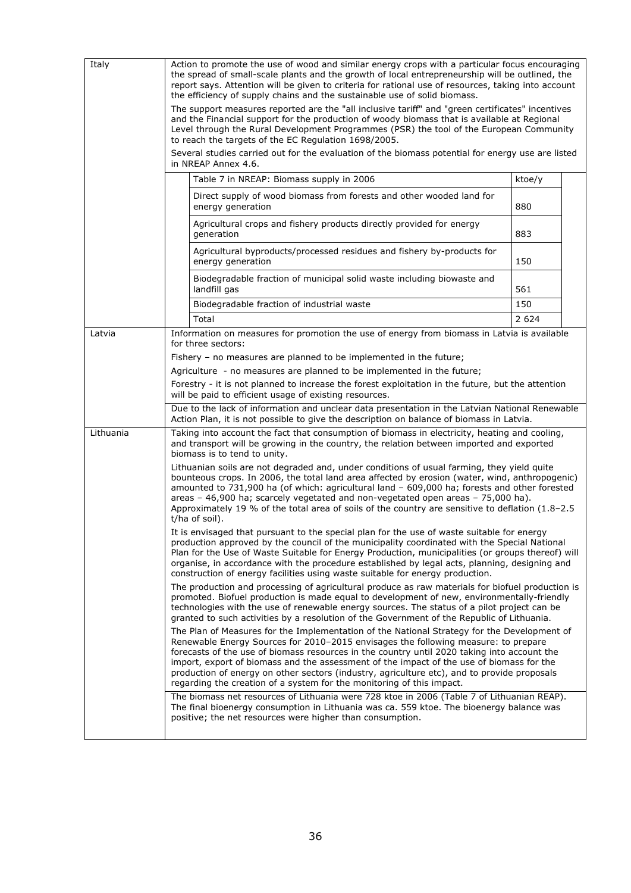| | |
|---|---|
| Italy | Action to promote the use of wood and similar energy crops with a particular focus encouraging the spread of small-scale plants and the growth of local entrepreneurship will be outlined, the report says. Attention will be given to criteria for rational use of resources, taking into account the efficiency of supply chains and the sustainable use of solid biomass.<br><br>The support measures reported are the "all inclusive tariff" and "green certificates" incentives and the Financial support for the production of woody biomass that is available at Regional Level through the Rural Development Programmes (PSR) the tool of the European Community to reach the targets of the EC Regulation 1698/2005.<br><br>Several studies carried out for the evaluation of the biomass potential for energy use are listed in NREAP Annex 4.6.<br><br>Table 7 in NREAP: Biomass supply in 2006 — ktoe/y<br>Direct supply of wood biomass from forests and other wooded land for energy generation — 880<br>Agricultural crops and fishery products directly provided for energy generation — 883<br>Agricultural byproducts/processed residues and fishery by-products for energy generation — 150<br>Biodegradable fraction of municipal solid waste including biowaste and landfill gas — 561<br>Biodegradable fraction of industrial waste — 150<br>Total — 2 624 |
| Latvia | Information on measures for promotion the use of energy from biomass in Latvia is available for three sectors:<br><br>Fishery – no measures are planned to be implemented in the future;<br><br>Agriculture - no measures are planned to be implemented in the future;<br><br>Forestry - it is not planned to increase the forest exploitation in the future, but the attention will be paid to efficient usage of existing resources.<br><br>Due to the lack of information and unclear data presentation in the Latvian National Renewable Action Plan, it is not possible to give the description on balance of biomass in Latvia. |
| Lithuania | Taking into account the fact that consumption of biomass in electricity, heating and cooling, and transport will be growing in the country, the relation between imported and exported biomass is to tend to unity.<br><br>Lithuanian soils are not degraded and, under conditions of usual farming, they yield quite bounteous crops. In 2006, the total land area affected by erosion (water, wind, anthropogenic) amounted to 731,900 ha (of which: agricultural land – 609,000 ha; forests and other forested areas – 46,900 ha; scarcely vegetated and non-vegetated open areas – 75,000 ha). Approximately 19 % of the total area of soils of the country are sensitive to deflation (1.8–2.5 t/ha of soil).<br><br>It is envisaged that pursuant to the special plan for the use of waste suitable for energy production approved by the council of the municipality coordinated with the Special National Plan for the Use of Waste Suitable for Energy Production, municipalities (or groups thereof) will organise, in accordance with the procedure established by legal acts, planning, designing and construction of energy facilities using waste suitable for energy production.<br><br>The production and processing of agricultural produce as raw materials for biofuel production is promoted. Biofuel production is made equal to development of new, environmentally-friendly technologies with the use of renewable energy sources. The status of a pilot project can be granted to such activities by a resolution of the Government of the Republic of Lithuania.<br><br>The Plan of Measures for the Implementation of the National Strategy for the Development of Renewable Energy Sources for 2010–2015 envisages the following measure: to prepare forecasts of the use of biomass resources in the country until 2020 taking into account the import, export of biomass and the assessment of the impact of the use of biomass for the production of energy on other sectors (industry, agriculture etc), and to provide proposals regarding the creation of a system for the monitoring of this impact.<br><br>The biomass net resources of Lithuania were 728 ktoe in 2006 (Table 7 of Lithuanian REAP). The final bioenergy consumption in Lithuania was ca. 559 ktoe. The bioenergy balance was positive; the net resources were higher than consumption. |

**Table 7 in NREAP (Italy): Biomass supply in 2006**

| Table 7 in NREAP: Biomass supply in 2006 | ktoe/y |
|---|---|
| Direct supply of wood biomass from forests and other wooded land for energy generation | 880 |
| Agricultural crops and fishery products directly provided for energy generation | 883 |
| Agricultural byproducts/processed residues and fishery by-products for energy generation | 150 |
| Biodegradable fraction of municipal solid waste including biowaste and landfill gas | 561 |
| Biodegradable fraction of industrial waste | 150 |
| Total | 2 624 |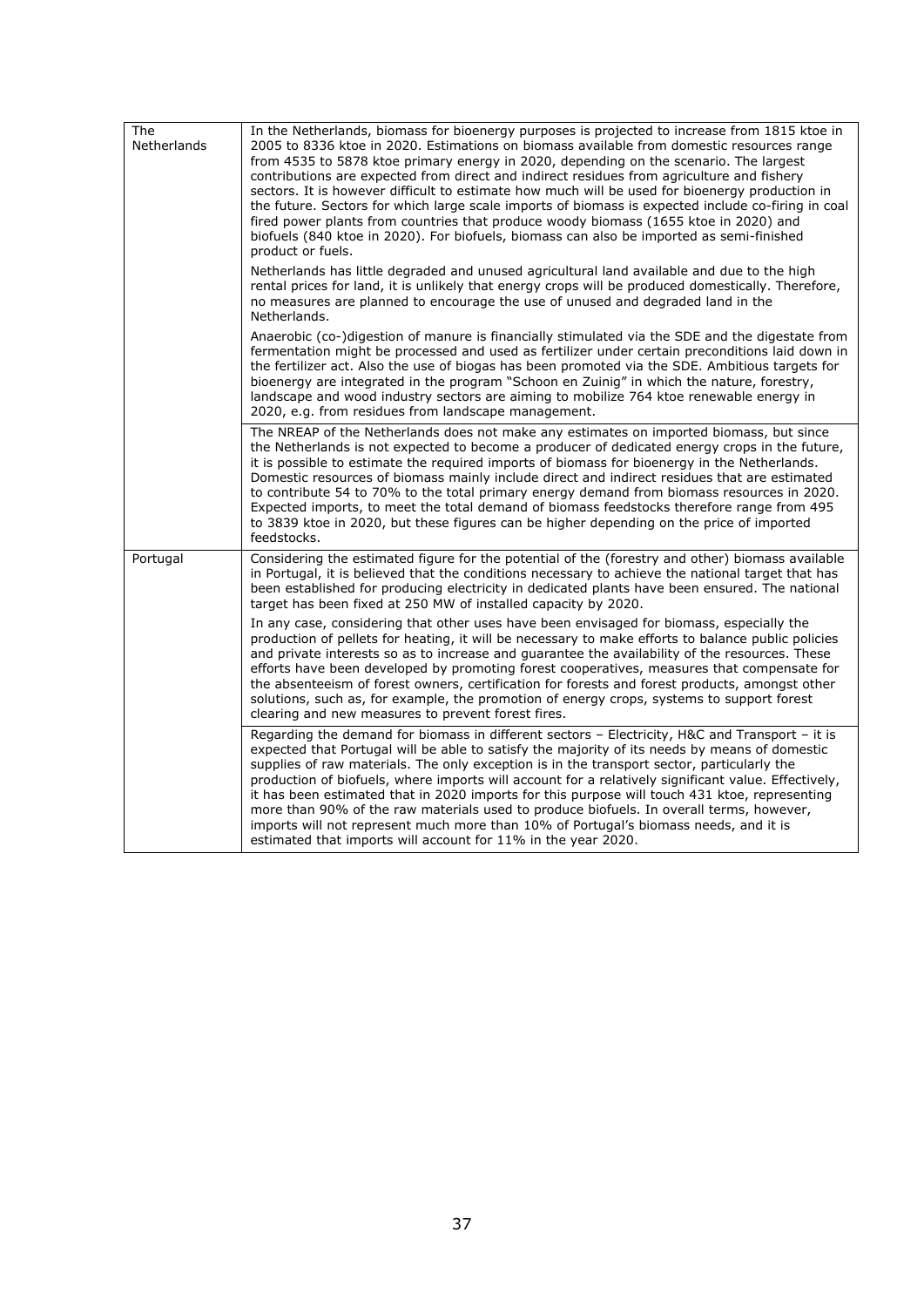| | |
|---|---|
| The Netherlands | In the Netherlands, biomass for bioenergy purposes is projected to increase from 1815 ktoe in 2005 to 8336 ktoe in 2020. Estimations on biomass available from domestic resources range from 4535 to 5878 ktoe primary energy in 2020, depending on the scenario. The largest contributions are expected from direct and indirect residues from agriculture and fishery sectors. It is however difficult to estimate how much will be used for bioenergy production in the future. Sectors for which large scale imports of biomass is expected include co-firing in coal fired power plants from countries that produce woody biomass (1655 ktoe in 2020) and biofuels (840 ktoe in 2020). For biofuels, biomass can also be imported as semi-finished product or fuels.<br><br>Netherlands has little degraded and unused agricultural land available and due to the high rental prices for land, it is unlikely that energy crops will be produced domestically. Therefore, no measures are planned to encourage the use of unused and degraded land in the Netherlands.<br><br>Anaerobic (co-)digestion of manure is financially stimulated via the SDE and the digestate from fermentation might be processed and used as fertilizer under certain preconditions laid down in the fertilizer act. Also the use of biogas has been promoted via the SDE. Ambitious targets for bioenergy are integrated in the program "Schoon en Zuinig" in which the nature, forestry, landscape and wood industry sectors are aiming to mobilize 764 ktoe renewable energy in 2020, e.g. from residues from landscape management. |
| | The NREAP of the Netherlands does not make any estimates on imported biomass, but since the Netherlands is not expected to become a producer of dedicated energy crops in the future, it is possible to estimate the required imports of biomass for bioenergy in the Netherlands. Domestic resources of biomass mainly include direct and indirect residues that are estimated to contribute 54 to 70% to the total primary energy demand from biomass resources in 2020. Expected imports, to meet the total demand of biomass feedstocks therefore range from 495 to 3839 ktoe in 2020, but these figures can be higher depending on the price of imported feedstocks. |
| Portugal | Considering the estimated figure for the potential of the (forestry and other) biomass available in Portugal, it is believed that the conditions necessary to achieve the national target that has been established for producing electricity in dedicated plants have been ensured. The national target has been fixed at 250 MW of installed capacity by 2020.<br><br>In any case, considering that other uses have been envisaged for biomass, especially the production of pellets for heating, it will be necessary to make efforts to balance public policies and private interests so as to increase and guarantee the availability of the resources. These efforts have been developed by promoting forest cooperatives, measures that compensate for the absenteeism of forest owners, certification for forests and forest products, amongst other solutions, such as, for example, the promotion of energy crops, systems to support forest clearing and new measures to prevent forest fires. |
| | Regarding the demand for biomass in different sectors – Electricity, H&C and Transport – it is expected that Portugal will be able to satisfy the majority of its needs by means of domestic supplies of raw materials. The only exception is in the transport sector, particularly the production of biofuels, where imports will account for a relatively significant value. Effectively, it has been estimated that in 2020 imports for this purpose will touch 431 ktoe, representing more than 90% of the raw materials used to produce biofuels. In overall terms, however, imports will not represent much more than 10% of Portugal's biomass needs, and it is estimated that imports will account for 11% in the year 2020. |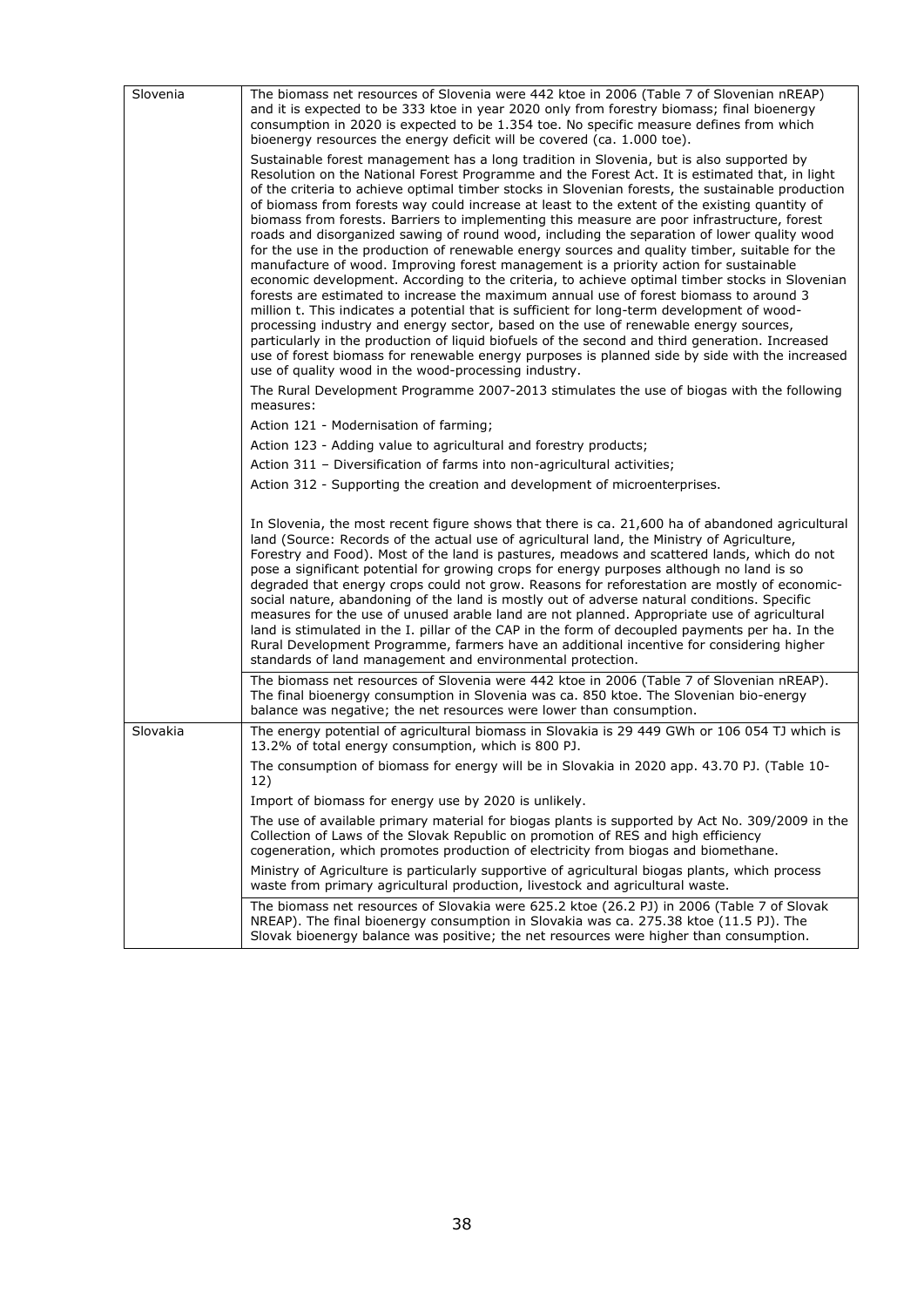| | |
|---|---|
| Slovenia | The biomass net resources of Slovenia were 442 ktoe in 2006 (Table 7 of Slovenian nREAP) and it is expected to be 333 ktoe in year 2020 only from forestry biomass; final bioenergy consumption in 2020 is expected to be 1.354 toe. No specific measure defines from which bioenergy resources the energy deficit will be covered (ca. 1.000 toe).<br><br>Sustainable forest management has a long tradition in Slovenia, but is also supported by Resolution on the National Forest Programme and the Forest Act. It is estimated that, in light of the criteria to achieve optimal timber stocks in Slovenian forests, the sustainable production of biomass from forests way could increase at least to the extent of the existing quantity of biomass from forests. Barriers to implementing this measure are poor infrastructure, forest roads and disorganized sawing of round wood, including the separation of lower quality wood for the use in the production of renewable energy sources and quality timber, suitable for the manufacture of wood. Improving forest management is a priority action for sustainable economic development. According to the criteria, to achieve optimal timber stocks in Slovenian forests are estimated to increase the maximum annual use of forest biomass to around 3 million t. This indicates a potential that is sufficient for long-term development of wood-processing industry and energy sector, based on the use of renewable energy sources, particularly in the production of liquid biofuels of the second and third generation. Increased use of forest biomass for renewable energy purposes is planned side by side with the increased use of quality wood in the wood-processing industry.<br><br>The Rural Development Programme 2007-2013 stimulates the use of biogas with the following measures:<br><br>Action 121 - Modernisation of farming;<br><br>Action 123 - Adding value to agricultural and forestry products;<br><br>Action 311 – Diversification of farms into non-agricultural activities;<br><br>Action 312 - Supporting the creation and development of microenterprises.<br><br>In Slovenia, the most recent figure shows that there is ca. 21,600 ha of abandoned agricultural land (Source: Records of the actual use of agricultural land, the Ministry of Agriculture, Forestry and Food). Most of the land is pastures, meadows and scattered lands, which do not pose a significant potential for growing crops for energy purposes although no land is so degraded that energy crops could not grow. Reasons for reforestation are mostly of economic-social nature, abandoning of the land is mostly out of adverse natural conditions. Specific measures for the use of unused arable land are not planned. Appropriate use of agricultural land is stimulated in the I. pillar of the CAP in the form of decoupled payments per ha. In the Rural Development Programme, farmers have an additional incentive for considering higher standards of land management and environmental protection. |
| | The biomass net resources of Slovenia were 442 ktoe in 2006 (Table 7 of Slovenian nREAP). The final bioenergy consumption in Slovenia was ca. 850 ktoe. The Slovenian bio-energy balance was negative; the net resources were lower than consumption. |
| Slovakia | The energy potential of agricultural biomass in Slovakia is 29 449 GWh or 106 054 TJ which is 13.2% of total energy consumption, which is 800 PJ.<br><br>The consumption of biomass for energy will be in Slovakia in 2020 app. 43.70 PJ. (Table 10-12)<br><br>Import of biomass for energy use by 2020 is unlikely.<br><br>The use of available primary material for biogas plants is supported by Act No. 309/2009 in the Collection of Laws of the Slovak Republic on promotion of RES and high efficiency cogeneration, which promotes production of electricity from biogas and biomethane.<br><br>Ministry of Agriculture is particularly supportive of agricultural biogas plants, which process waste from primary agricultural production, livestock and agricultural waste. |
| | The biomass net resources of Slovakia were 625.2 ktoe (26.2 PJ) in 2006 (Table 7 of Slovak NREAP). The final bioenergy consumption in Slovakia was ca. 275.38 ktoe (11.5 PJ). The Slovak bioenergy balance was positive; the net resources were higher than consumption. |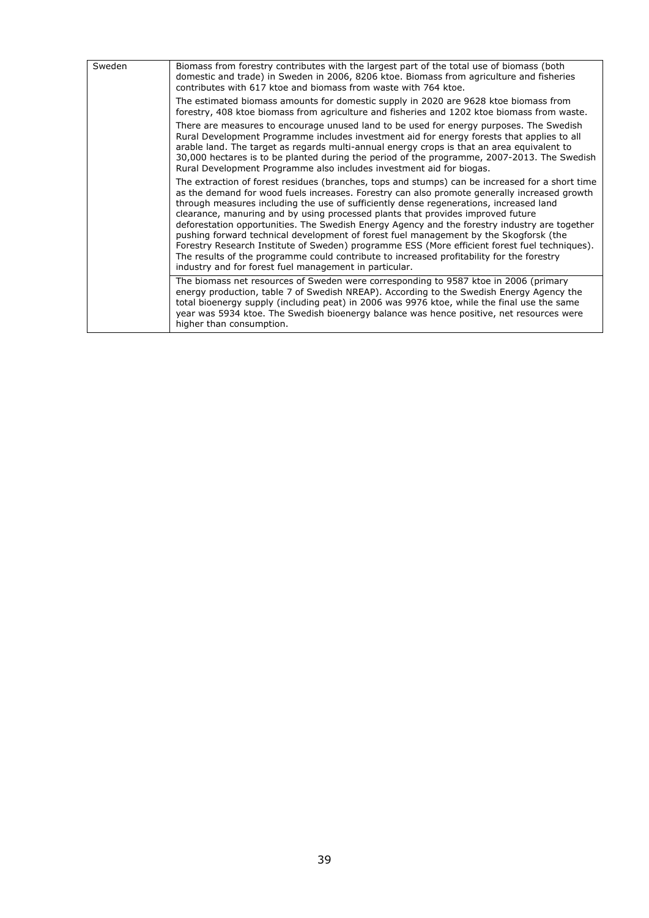| Sweden | Biomass from forestry contributes with the largest part of the total use of biomass (both domestic and trade) in Sweden in 2006, 8206 ktoe. Biomass from agriculture and fisheries contributes with 617 ktoe and biomass from waste with 764 ktoe.<br><br>The estimated biomass amounts for domestic supply in 2020 are 9628 ktoe biomass from forestry, 408 ktoe biomass from agriculture and fisheries and 1202 ktoe biomass from waste.<br><br>There are measures to encourage unused land to be used for energy purposes. The Swedish Rural Development Programme includes investment aid for energy forests that applies to all arable land. The target as regards multi-annual energy crops is that an area equivalent to 30,000 hectares is to be planted during the period of the programme, 2007-2013. The Swedish Rural Development Programme also includes investment aid for biogas.<br><br>The extraction of forest residues (branches, tops and stumps) can be increased for a short time as the demand for wood fuels increases. Forestry can also promote generally increased growth through measures including the use of sufficiently dense regenerations, increased land clearance, manuring and by using processed plants that provides improved future deforestation opportunities. The Swedish Energy Agency and the forestry industry are together pushing forward technical development of forest fuel management by the Skogforsk (the Forestry Research Institute of Sweden) programme ESS (More efficient forest fuel techniques). The results of the programme could contribute to increased profitability for the forestry industry and for forest fuel management in particular.<br><br>The biomass net resources of Sweden were corresponding to 9587 ktoe in 2006 (primary energy production, table 7 of Swedish NREAP). According to the Swedish Energy Agency the total bioenergy supply (including peat) in 2006 was 9976 ktoe, while the final use the same year was 5934 ktoe. The Swedish bioenergy balance was hence positive, net resources were higher than consumption. |
|---|---|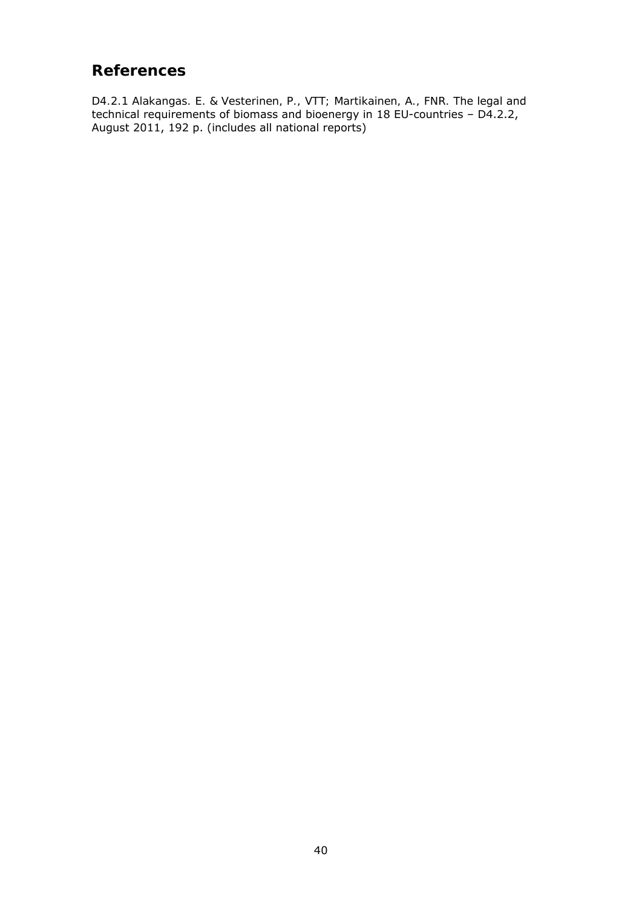# References

D4.2.1 Alakangas. E. & Vesterinen, P., VTT; Martikainen, A., FNR. The legal and technical requirements of biomass and bioenergy in 18 EU-countries – D4.2.2, August 2011, 192 p. (includes all national reports)